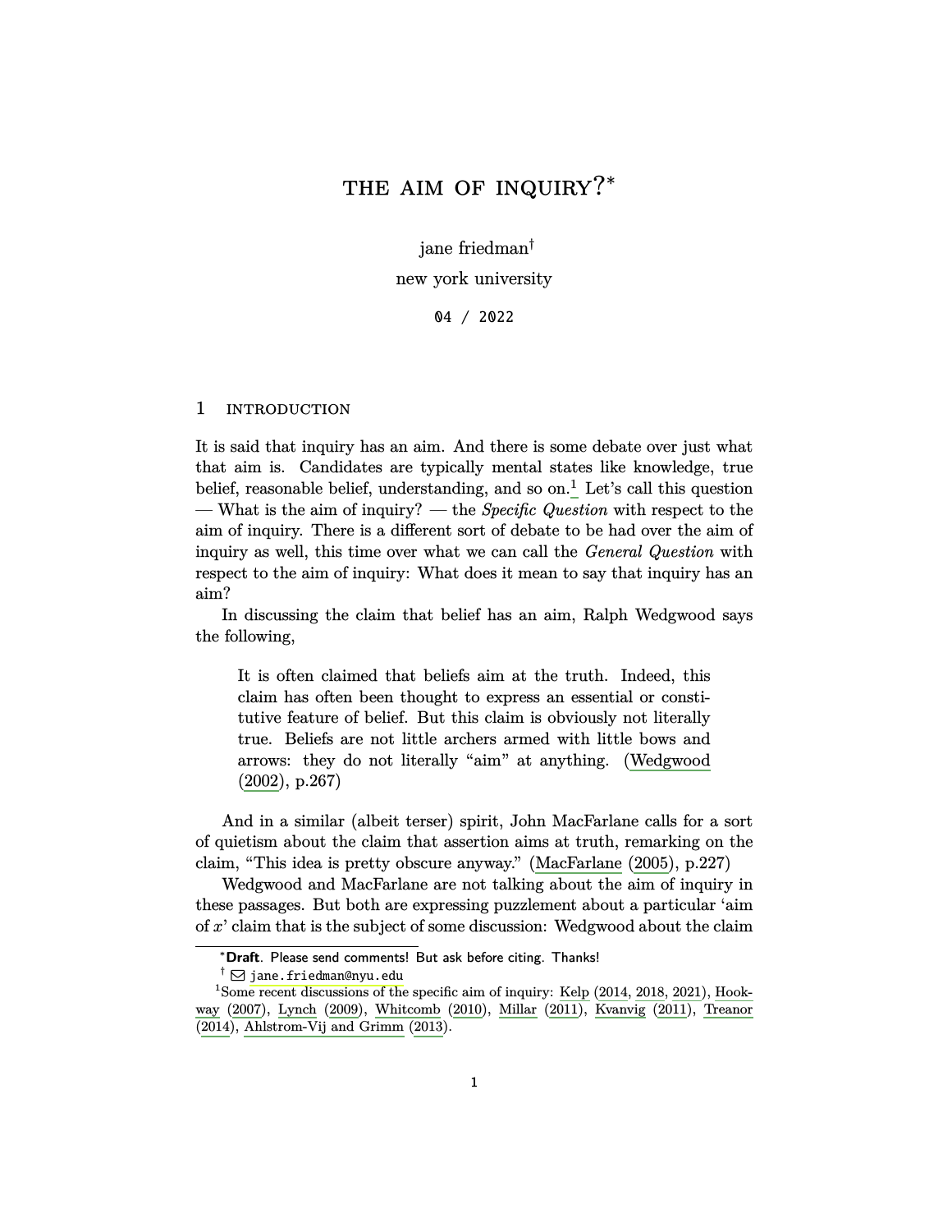# THE AIM OF INQUIRY?*

jane friedman[†]

new york university

04 / 2022

## 1 INTRODUCTION

It is said that inquiry has an aim. And there is some debate over just what that aim is. Candidates are typically mental states like knowledge, true belief, reasonable belief, understanding, and so on.[1] Let's call this question — What is the aim of inquiry? — the *Specific Question* with respect to the aim of inquiry. There is a different sort of debate to be had over the aim of inquiry as well, this time over what we can call the *General Question* with respect to the aim of inquiry: What does it mean to say that inquiry has an aim?

In discussing the claim that belief has an aim, Ralph Wedgwood says the following,

> It is often claimed that beliefs aim at the truth. Indeed, this claim has often been thought to express an essential or constitutive feature of belief. But this claim is obviously not literally true. Beliefs are not little archers armed with little bows and arrows: they do not literally "aim" at anything. (Wedgwood (2002), p.267)

And in a similar (albeit terser) spirit, John MacFarlane calls for a sort of quietism about the claim that assertion aims at truth, remarking on the claim, "This idea is pretty obscure anyway." (MacFarlane (2005), p.227)

Wedgwood and MacFarlane are not talking about the aim of inquiry in these passages. But both are expressing puzzlement about a particular 'aim of $x$' claim that is the subject of some discussion: Wedgwood about the claim

---

*Draft. Please send comments! But ask before citing. Thanks!

† jane.friedman@nyu.edu

[1] Some recent discussions of the specific aim of inquiry: Kelp (2014, 2018, 2021), Hookway (2007), Lynch (2009), Whitcomb (2010), Millar (2011), Kvanvig (2011), Treanor (2014), Ahlstrom-Vij and Grimm (2013).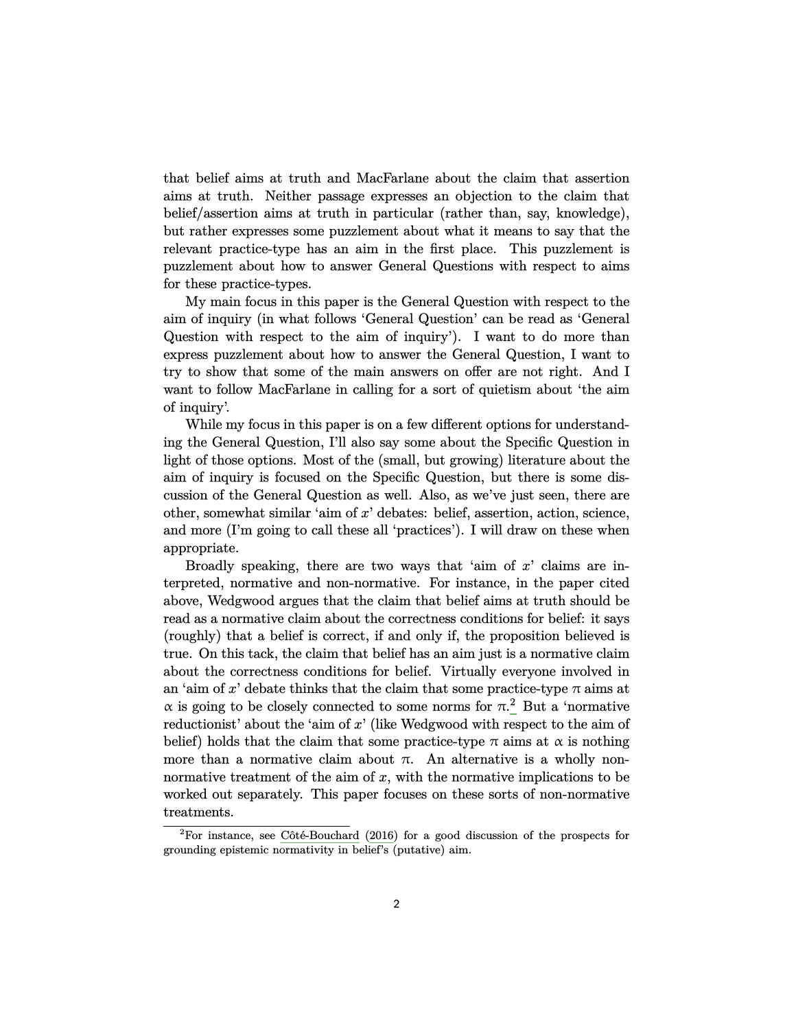that belief aims at truth and MacFarlane about the claim that assertion aims at truth. Neither passage expresses an objection to the claim that belief/assertion aims at truth in particular (rather than, say, knowledge), but rather expresses some puzzlement about what it means to say that the relevant practice-type has an aim in the first place. This puzzlement is puzzlement about how to answer General Questions with respect to aims for these practice-types.

My main focus in this paper is the General Question with respect to the aim of inquiry (in what follows 'General Question' can be read as 'General Question with respect to the aim of inquiry'). I want to do more than express puzzlement about how to answer the General Question, I want to try to show that some of the main answers on offer are not right. And I want to follow MacFarlane in calling for a sort of quietism about 'the aim of inquiry'.

While my focus in this paper is on a few different options for understanding the General Question, I'll also say some about the Specific Question in light of those options. Most of the (small, but growing) literature about the aim of inquiry is focused on the Specific Question, but there is some discussion of the General Question as well. Also, as we've just seen, there are other, somewhat similar 'aim of $x$' debates: belief, assertion, action, science, and more (I'm going to call these all 'practices'). I will draw on these when appropriate.

Broadly speaking, there are two ways that 'aim of $x$' claims are interpreted, normative and non-normative. For instance, in the paper cited above, Wedgwood argues that the claim that belief aims at truth should be read as a normative claim about the correctness conditions for belief: it says (roughly) that a belief is correct, if and only if, the proposition believed is true. On this tack, the claim that belief has an aim just is a normative claim about the correctness conditions for belief. Virtually everyone involved in an 'aim of $x$' debate thinks that the claim that some practice-type $\pi$ aims at $\alpha$ is going to be closely connected to some norms for $\pi$.[2] But a 'normative reductionist' about the 'aim of $x$' (like Wedgwood with respect to the aim of belief) holds that the claim that some practice-type $\pi$ aims at $\alpha$ is nothing more than a normative claim about $\pi$. An alternative is a wholly non-normative treatment of the aim of $x$, with the normative implications to be worked out separately. This paper focuses on these sorts of non-normative treatments.

[2] For instance, see Côté-Bouchard (2016) for a good discussion of the prospects for grounding epistemic normativity in belief's (putative) aim.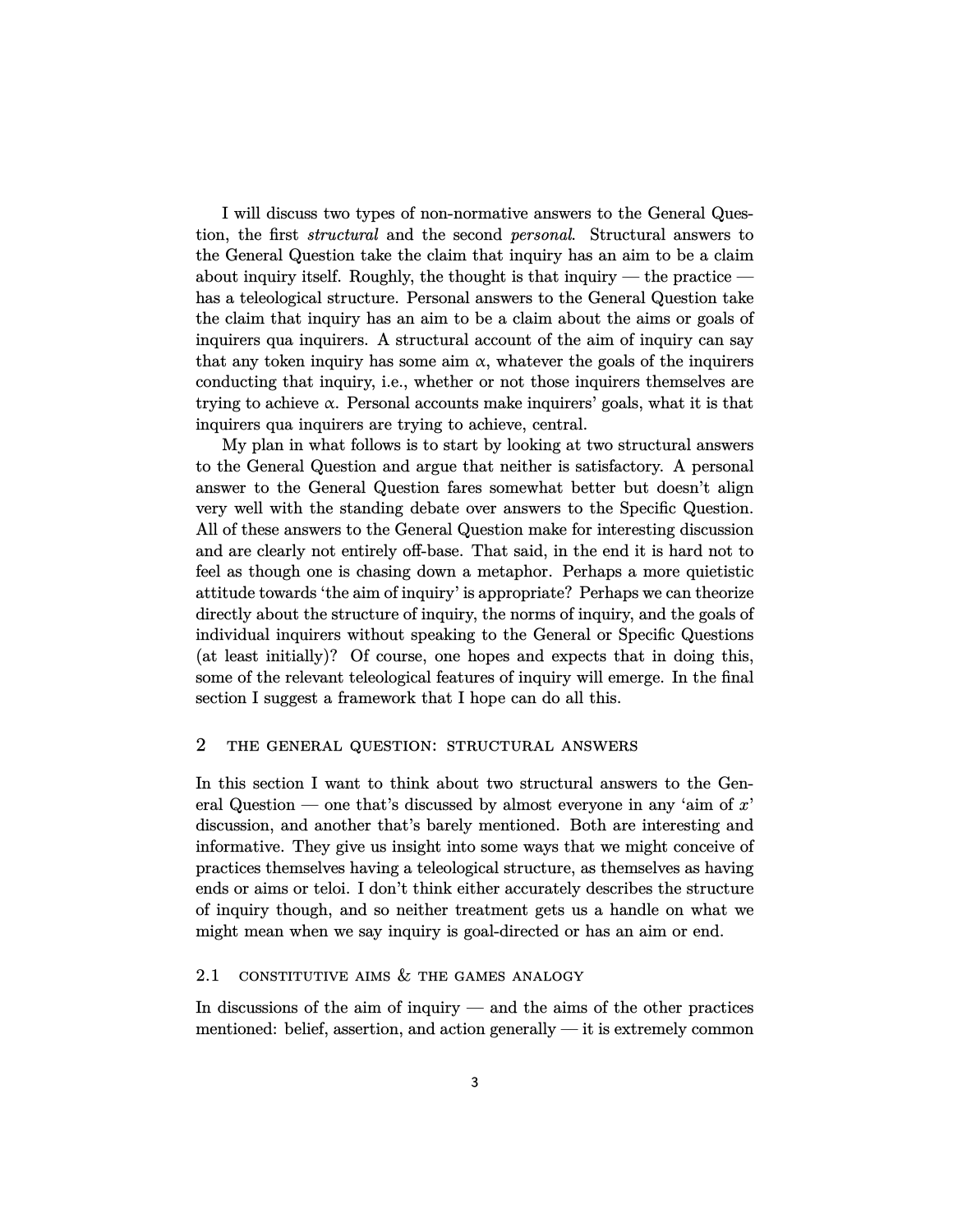I will discuss two types of non-normative answers to the General Question, the first *structural* and the second *personal*. Structural answers to the General Question take the claim that inquiry has an aim to be a claim about inquiry itself. Roughly, the thought is that inquiry — the practice — has a teleological structure. Personal answers to the General Question take the claim that inquiry has an aim to be a claim about the aims or goals of inquirers qua inquirers. A structural account of the aim of inquiry can say that any token inquiry has some aim $\alpha$, whatever the goals of the inquirers conducting that inquiry, i.e., whether or not those inquirers themselves are trying to achieve $\alpha$. Personal accounts make inquirers' goals, what it is that inquirers qua inquirers are trying to achieve, central.

My plan in what follows is to start by looking at two structural answers to the General Question and argue that neither is satisfactory. A personal answer to the General Question fares somewhat better but doesn't align very well with the standing debate over answers to the Specific Question. All of these answers to the General Question make for interesting discussion and are clearly not entirely off-base. That said, in the end it is hard not to feel as though one is chasing down a metaphor. Perhaps a more quietistic attitude towards 'the aim of inquiry' is appropriate? Perhaps we can theorize directly about the structure of inquiry, the norms of inquiry, and the goals of individual inquirers without speaking to the General or Specific Questions (at least initially)? Of course, one hopes and expects that in doing this, some of the relevant teleological features of inquiry will emerge. In the final section I suggest a framework that I hope can do all this.

## 2 THE GENERAL QUESTION: STRUCTURAL ANSWERS

In this section I want to think about two structural answers to the General Question — one that's discussed by almost everyone in any 'aim of $x$' discussion, and another that's barely mentioned. Both are interesting and informative. They give us insight into some ways that we might conceive of practices themselves having a teleological structure, as themselves as having ends or aims or teloi. I don't think either accurately describes the structure of inquiry though, and so neither treatment gets us a handle on what we might mean when we say inquiry is goal-directed or has an aim or end.

### 2.1 CONSTITUTIVE AIMS & THE GAMES ANALOGY

In discussions of the aim of inquiry — and the aims of the other practices mentioned: belief, assertion, and action generally — it is extremely common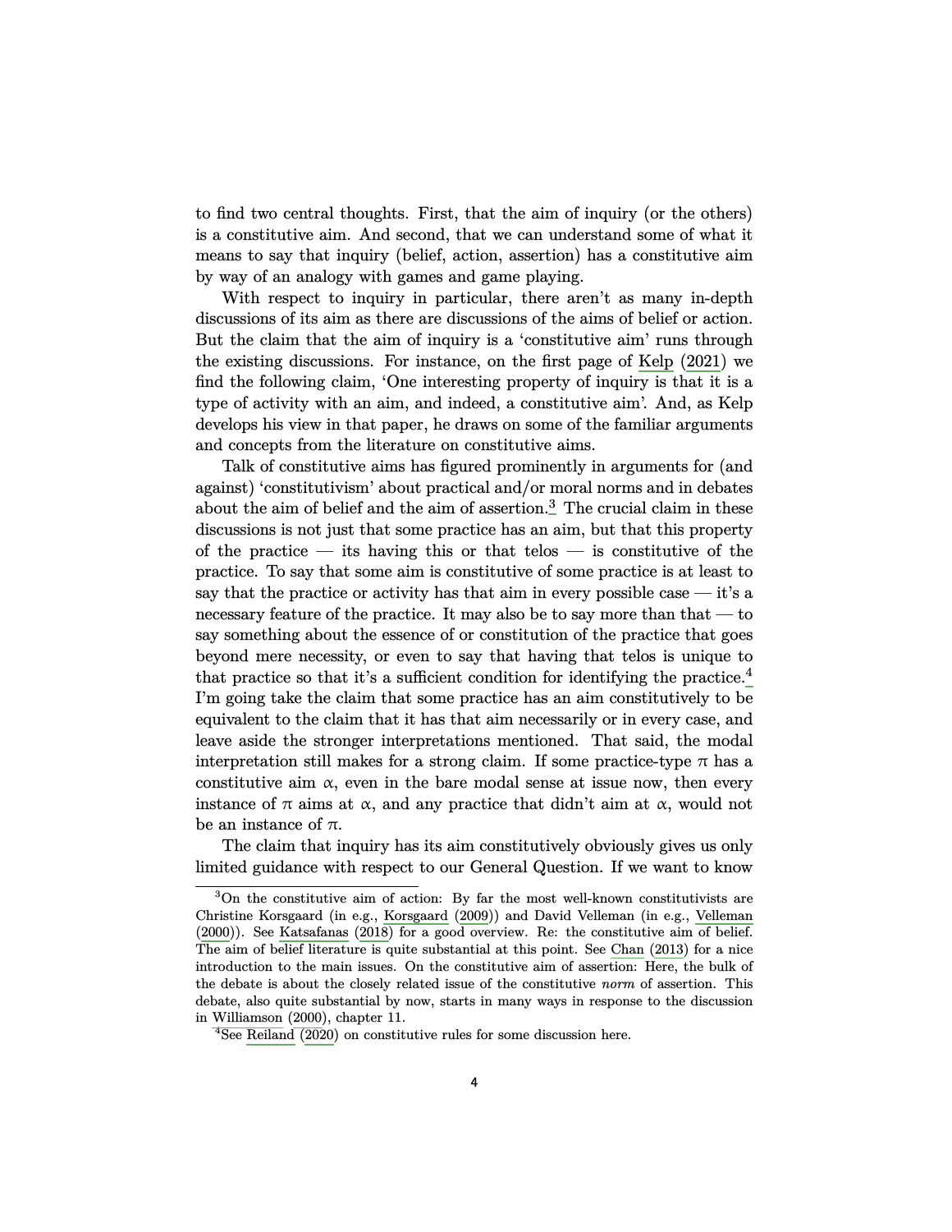to find two central thoughts. First, that the aim of inquiry (or the others) is a constitutive aim. And second, that we can understand some of what it means to say that inquiry (belief, action, assertion) has a constitutive aim by way of an analogy with games and game playing.

With respect to inquiry in particular, there aren't as many in-depth discussions of its aim as there are discussions of the aims of belief or action. But the claim that the aim of inquiry is a 'constitutive aim' runs through the existing discussions. For instance, on the first page of Kelp (2021) we find the following claim, 'One interesting property of inquiry is that it is a type of activity with an aim, and indeed, a constitutive aim'. And, as Kelp develops his view in that paper, he draws on some of the familiar arguments and concepts from the literature on constitutive aims.

Talk of constitutive aims has figured prominently in arguments for (and against) 'constitutivism' about practical and/or moral norms and in debates about the aim of belief and the aim of assertion.[3] The crucial claim in these discussions is not just that some practice has an aim, but that this property of the practice — its having this or that telos — is constitutive of the practice. To say that some aim is constitutive of some practice is at least to say that the practice or activity has that aim in every possible case — it's a necessary feature of the practice. It may also be to say more than that — to say something about the essence of or constitution of the practice that goes beyond mere necessity, or even to say that having that telos is unique to that practice so that it's a sufficient condition for identifying the practice.[4] I'm going take the claim that some practice has an aim constitutively to be equivalent to the claim that it has that aim necessarily or in every case, and leave aside the stronger interpretations mentioned. That said, the modal interpretation still makes for a strong claim. If some practice-type $\pi$ has a constitutive aim $\alpha$, even in the bare modal sense at issue now, then every instance of $\pi$ aims at $\alpha$, and any practice that didn't aim at $\alpha$, would not be an instance of $\pi$.

The claim that inquiry has its aim constitutively obviously gives us only limited guidance with respect to our General Question. If we want to know

---

[3] On the constitutive aim of action: By far the most well-known constitutivists are Christine Korsgaard (in e.g., Korsgaard (2009)) and David Velleman (in e.g., Velleman (2000)). See Katsafanas (2018) for a good overview. Re: the constitutive aim of belief. The aim of belief literature is quite substantial at this point. See Chan (2013) for a nice introduction to the main issues. On the constitutive aim of assertion: Here, the bulk of the debate is about the closely related issue of the constitutive *norm* of assertion. This debate, also quite substantial by now, starts in many ways in response to the discussion in Williamson (2000), chapter 11.

[4] See Reiland (2020) on constitutive rules for some discussion here.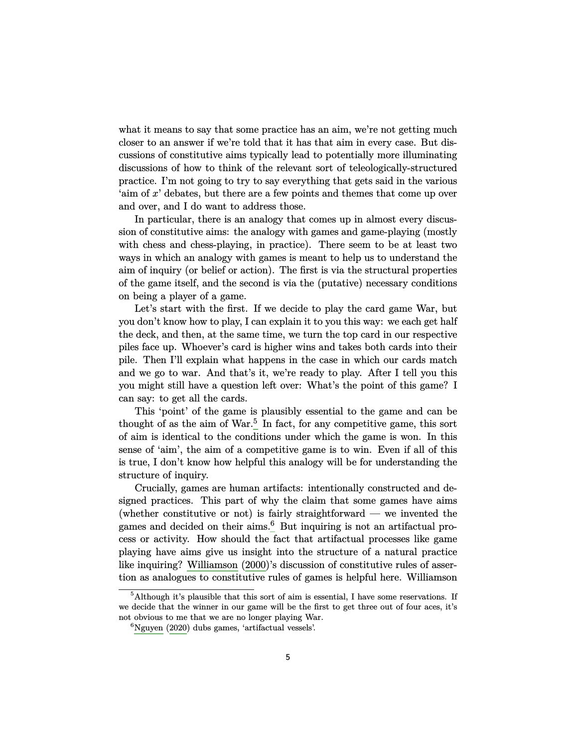what it means to say that some practice has an aim, we're not getting much closer to an answer if we're told that it has that aim in every case. But discussions of constitutive aims typically lead to potentially more illuminating discussions of how to think of the relevant sort of teleologically-structured practice. I'm not going to try to say everything that gets said in the various 'aim of $x$' debates, but there are a few points and themes that come up over and over, and I do want to address those.

In particular, there is an analogy that comes up in almost every discussion of constitutive aims: the analogy with games and game-playing (mostly with chess and chess-playing, in practice). There seem to be at least two ways in which an analogy with games is meant to help us to understand the aim of inquiry (or belief or action). The first is via the structural properties of the game itself, and the second is via the (putative) necessary conditions on being a player of a game.

Let's start with the first. If we decide to play the card game War, but you don't know how to play, I can explain it to you this way: we each get half the deck, and then, at the same time, we turn the top card in our respective piles face up. Whoever's card is higher wins and takes both cards into their pile. Then I'll explain what happens in the case in which our cards match and we go to war. And that's it, we're ready to play. After I tell you this you might still have a question left over: What's the point of this game? I can say: to get all the cards.

This 'point' of the game is plausibly essential to the game and can be thought of as the aim of War.[5] In fact, for any competitive game, this sort of aim is identical to the conditions under which the game is won. In this sense of 'aim', the aim of a competitive game is to win. Even if all of this is true, I don't know how helpful this analogy will be for understanding the structure of inquiry.

Crucially, games are human artifacts: intentionally constructed and designed practices. This part of why the claim that some games have aims (whether constitutive or not) is fairly straightforward — we invented the games and decided on their aims.[6] But inquiring is not an artifactual process or activity. How should the fact that artifactual processes like game playing have aims give us insight into the structure of a natural practice like inquiring? Williamson (2000)'s discussion of constitutive rules of assertion as analogues to constitutive rules of games is helpful here. Williamson

[5] Although it's plausible that this sort of aim is essential, I have some reservations. If we decide that the winner in our game will be the first to get three out of four aces, it's not obvious to me that we are no longer playing War.

[6] Nguyen (2020) dubs games, 'artifactual vessels'.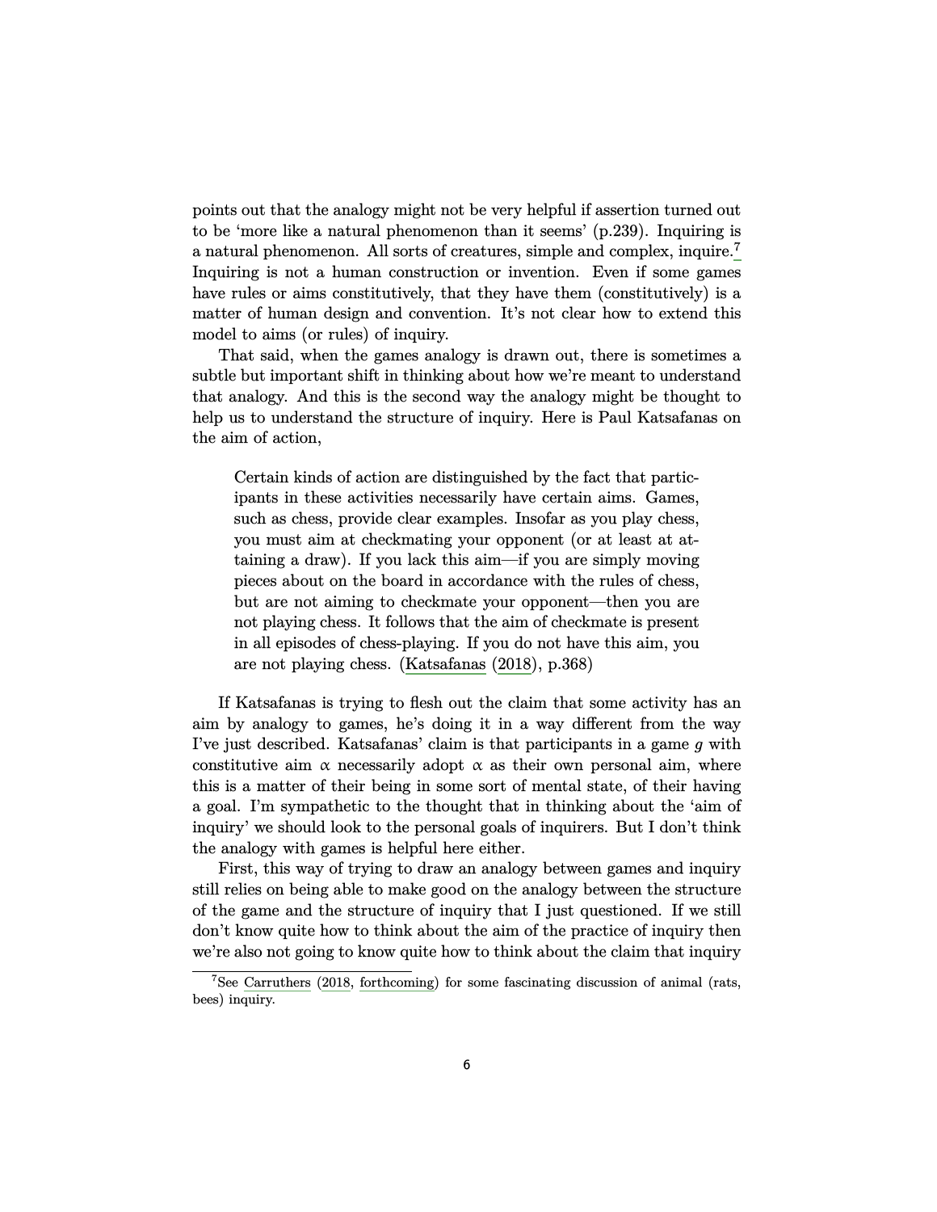points out that the analogy might not be very helpful if assertion turned out to be 'more like a natural phenomenon than it seems' (p.239). Inquiring is a natural phenomenon. All sorts of creatures, simple and complex, inquire.[7] Inquiring is not a human construction or invention. Even if some games have rules or aims constitutively, that they have them (constitutively) is a matter of human design and convention. It's not clear how to extend this model to aims (or rules) of inquiry.

That said, when the games analogy is drawn out, there is sometimes a subtle but important shift in thinking about how we're meant to understand that analogy. And this is the second way the analogy might be thought to help us to understand the structure of inquiry. Here is Paul Katsafanas on the aim of action,

> Certain kinds of action are distinguished by the fact that participants in these activities necessarily have certain aims. Games, such as chess, provide clear examples. Insofar as you play chess, you must aim at checkmating your opponent (or at least at attaining a draw). If you lack this aim—if you are simply moving pieces about on the board in accordance with the rules of chess, but are not aiming to checkmate your opponent—then you are not playing chess. It follows that the aim of checkmate is present in all episodes of chess-playing. If you do not have this aim, you are not playing chess. (Katsafanas (2018), p.368)

If Katsafanas is trying to flesh out the claim that some activity has an aim by analogy to games, he's doing it in a way different from the way I've just described. Katsafanas' claim is that participants in a game $g$ with constitutive aim $\alpha$ necessarily adopt $\alpha$ as their own personal aim, where this is a matter of their being in some sort of mental state, of their having a goal. I'm sympathetic to the thought that in thinking about the 'aim of inquiry' we should look to the personal goals of inquirers. But I don't think the analogy with games is helpful here either.

First, this way of trying to draw an analogy between games and inquiry still relies on being able to make good on the analogy between the structure of the game and the structure of inquiry that I just questioned. If we still don't know quite how to think about the aim of the practice of inquiry then we're also not going to know quite how to think about the claim that inquiry

[7] See Carruthers (2018, forthcoming) for some fascinating discussion of animal (rats, bees) inquiry.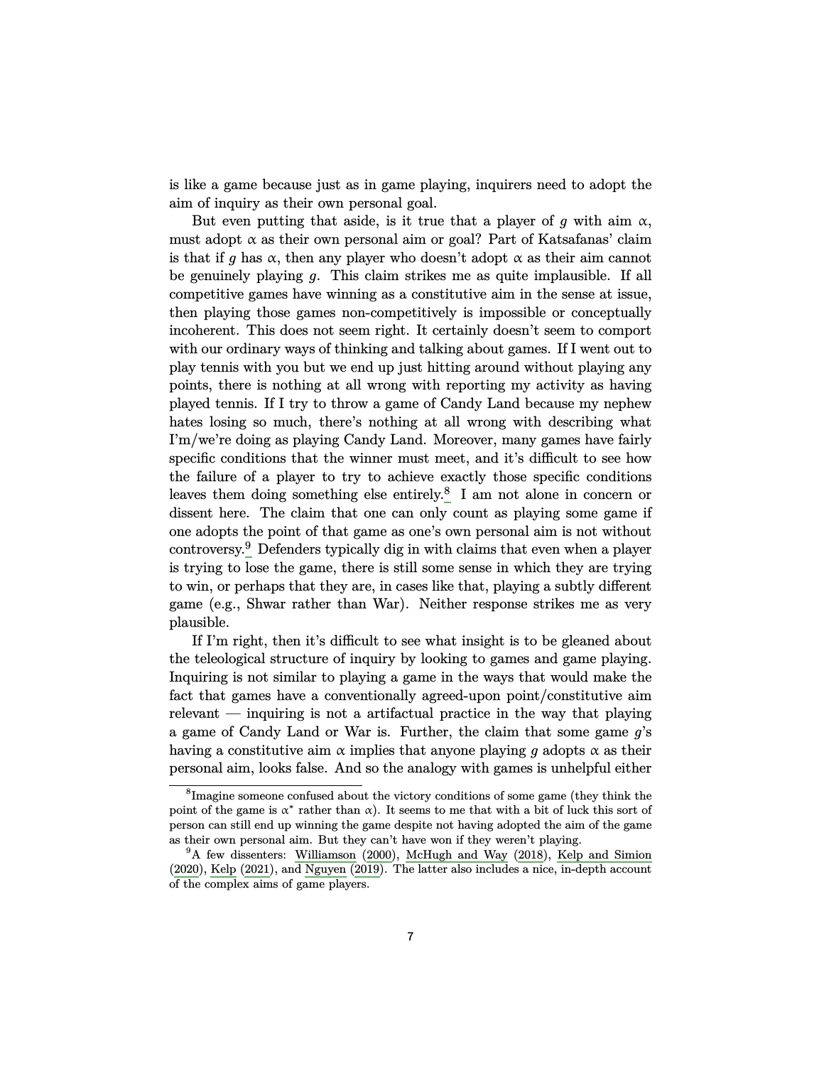is like a game because just as in game playing, inquirers need to adopt the aim of inquiry as their own personal goal.

But even putting that aside, is it true that a player of $g$ with aim $\alpha$, must adopt $\alpha$ as their own personal aim or goal? Part of Katsafanas' claim is that if $g$ has $\alpha$, then any player who doesn't adopt $\alpha$ as their aim cannot be genuinely playing $g$. This claim strikes me as quite implausible. If all competitive games have winning as a constitutive aim in the sense at issue, then playing those games non-competitively is impossible or conceptually incoherent. This does not seem right. It certainly doesn't seem to comport with our ordinary ways of thinking and talking about games. If I went out to play tennis with you but we end up just hitting around without playing any points, there is nothing at all wrong with reporting my activity as having played tennis. If I try to throw a game of Candy Land because my nephew hates losing so much, there's nothing at all wrong with describing what I'm/we're doing as playing Candy Land. Moreover, many games have fairly specific conditions that the winner must meet, and it's difficult to see how the failure of a player to try to achieve exactly those specific conditions leaves them doing something else entirely.[8] I am not alone in concern or dissent here. The claim that one can only count as playing some game if one adopts the point of that game as one's own personal aim is not without controversy.[9] Defenders typically dig in with claims that even when a player is trying to lose the game, there is still some sense in which they are trying to win, or perhaps that they are, in cases like that, playing a subtly different game (e.g., Shwar rather than War). Neither response strikes me as very plausible.

If I'm right, then it's difficult to see what insight is to be gleaned about the teleological structure of inquiry by looking to games and game playing. Inquiring is not similar to playing a game in the ways that would make the fact that games have a conventionally agreed-upon point/constitutive aim relevant — inquiring is not a artifactual practice in the way that playing a game of Candy Land or War is. Further, the claim that some game $g$'s having a constitutive aim $\alpha$ implies that anyone playing $g$ adopts $\alpha$ as their personal aim, looks false. And so the analogy with games is unhelpful either

---

[8] Imagine someone confused about the victory conditions of some game (they think the point of the game is $\alpha^*$ rather than $\alpha$). It seems to me that with a bit of luck this sort of person can still end up winning the game despite not having adopted the aim of the game as their own personal aim. But they can't have won if they weren't playing.

[9] A few dissenters: Williamson (2000), McHugh and Way (2018), Kelp and Simion (2020), Kelp (2021), and Nguyen (2019). The latter also includes a nice, in-depth account of the complex aims of game players.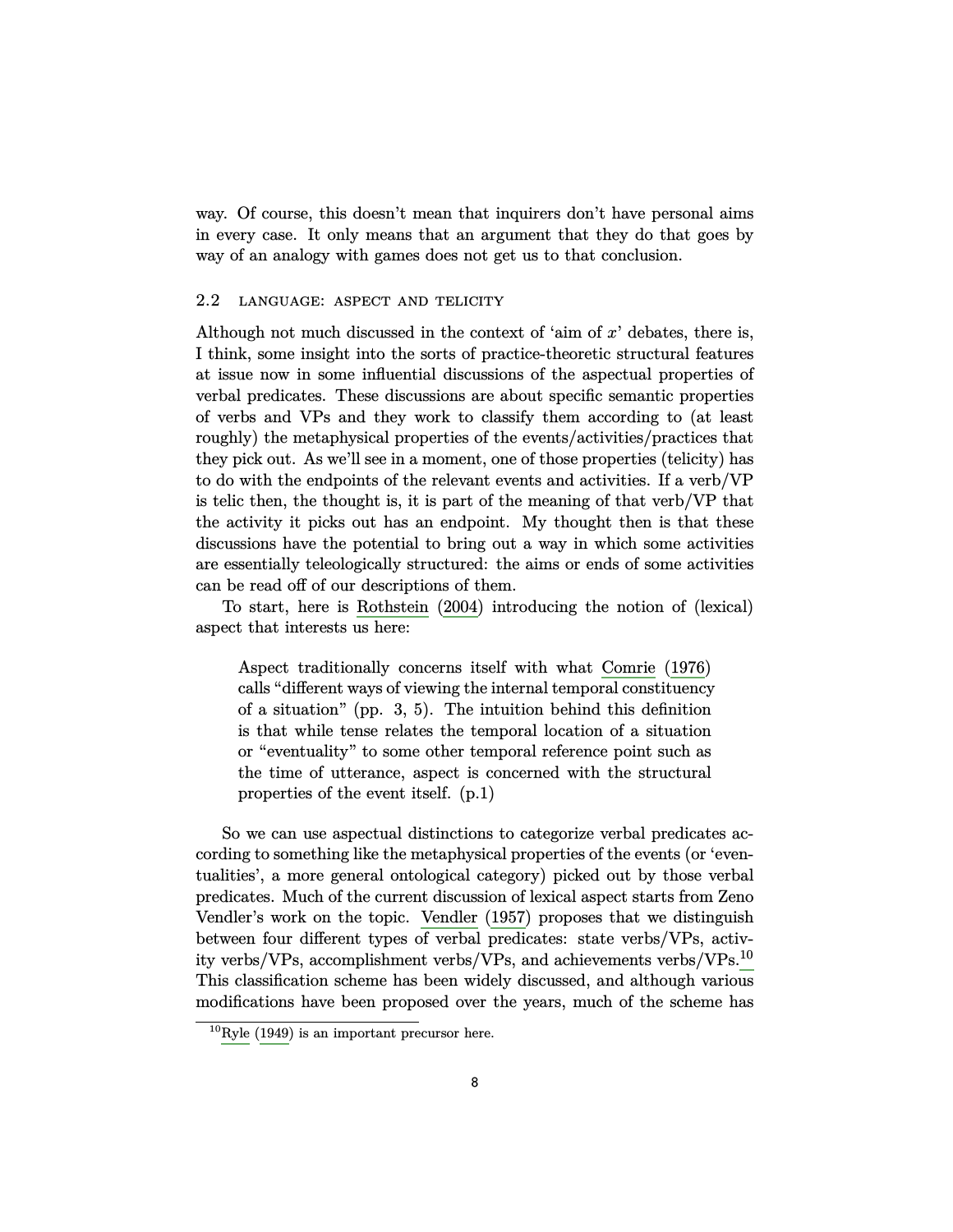way. Of course, this doesn't mean that inquirers don't have personal aims in every case. It only means that an argument that they do that goes by way of an analogy with games does not get us to that conclusion.

## 2.2 LANGUAGE: ASPECT AND TELICITY

Although not much discussed in the context of 'aim of $x$' debates, there is, I think, some insight into the sorts of practice-theoretic structural features at issue now in some influential discussions of the aspectual properties of verbal predicates. These discussions are about specific semantic properties of verbs and VPs and they work to classify them according to (at least roughly) the metaphysical properties of the events/activities/practices that they pick out. As we'll see in a moment, one of those properties (telicity) has to do with the endpoints of the relevant events and activities. If a verb/VP is telic then, the thought is, it is part of the meaning of that verb/VP that the activity it picks out has an endpoint. My thought then is that these discussions have the potential to bring out a way in which some activities are essentially teleologically structured: the aims or ends of some activities can be read off of our descriptions of them.

To start, here is Rothstein (2004) introducing the notion of (lexical) aspect that interests us here:

> Aspect traditionally concerns itself with what Comrie (1976) calls "different ways of viewing the internal temporal constituency of a situation" (pp. 3, 5). The intuition behind this definition is that while tense relates the temporal location of a situation or "eventuality" to some other temporal reference point such as the time of utterance, aspect is concerned with the structural properties of the event itself. (p.1)

So we can use aspectual distinctions to categorize verbal predicates according to something like the metaphysical properties of the events (or 'eventualities', a more general ontological category) picked out by those verbal predicates. Much of the current discussion of lexical aspect starts from Zeno Vendler's work on the topic. Vendler (1957) proposes that we distinguish between four different types of verbal predicates: state verbs/VPs, activity verbs/VPs, accomplishment verbs/VPs, and achievements verbs/VPs.[10] This classification scheme has been widely discussed, and although various modifications have been proposed over the years, much of the scheme has

[10] Ryle (1949) is an important precursor here.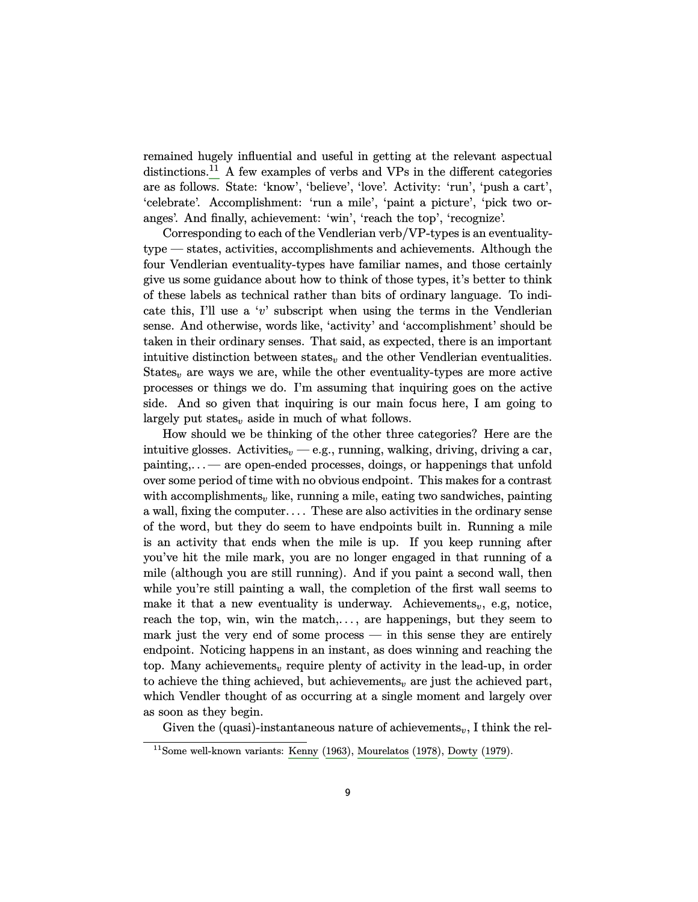remained hugely influential and useful in getting at the relevant aspectual distinctions.[11] A few examples of verbs and VPs in the different categories are as follows. State: 'know', 'believe', 'love'. Activity: 'run', 'push a cart', 'celebrate'. Accomplishment: 'run a mile', 'paint a picture', 'pick two oranges'. And finally, achievement: 'win', 'reach the top', 'recognize'.

Corresponding to each of the Vendlerian verb/VP-types is an eventuality-type — states, activities, accomplishments and achievements. Although the four Vendlerian eventuality-types have familiar names, and those certainly give us some guidance about how to think of those types, it's better to think of these labels as technical rather than bits of ordinary language. To indicate this, I'll use a '$v$' subscript when using the terms in the Vendlerian sense. And otherwise, words like, 'activity' and 'accomplishment' should be taken in their ordinary senses. That said, as expected, there is an important intuitive distinction between states$_v$ and the other Vendlerian eventualities. States$_v$ are ways we are, while the other eventuality-types are more active processes or things we do. I'm assuming that inquiring goes on the active side. And so given that inquiring is our main focus here, I am going to largely put states$_v$ aside in much of what follows.

How should we be thinking of the other three categories? Here are the intuitive glosses. Activities$_v$ — e.g., running, walking, driving, driving a car, painting,... — are open-ended processes, doings, or happenings that unfold over some period of time with no obvious endpoint. This makes for a contrast with accomplishments$_v$ like, running a mile, eating two sandwiches, painting a wall, fixing the computer.... These are also activities in the ordinary sense of the word, but they do seem to have endpoints built in. Running a mile is an activity that ends when the mile is up. If you keep running after you've hit the mile mark, you are no longer engaged in that running of a mile (although you are still running). And if you paint a second wall, then while you're still painting a wall, the completion of the first wall seems to make it that a new eventuality is underway. Achievements$_v$, e.g, notice, reach the top, win, win the match,..., are happenings, but they seem to mark just the very end of some process — in this sense they are entirely endpoint. Noticing happens in an instant, as does winning and reaching the top. Many achievements$_v$ require plenty of activity in the lead-up, in order to achieve the thing achieved, but achievements$_v$ are just the achieved part, which Vendler thought of as occurring at a single moment and largely over as soon as they begin.

Given the (quasi)-instantaneous nature of achievements$_v$, I think the rel-

[11] Some well-known variants: Kenny (1963), Mourelatos (1978), Dowty (1979).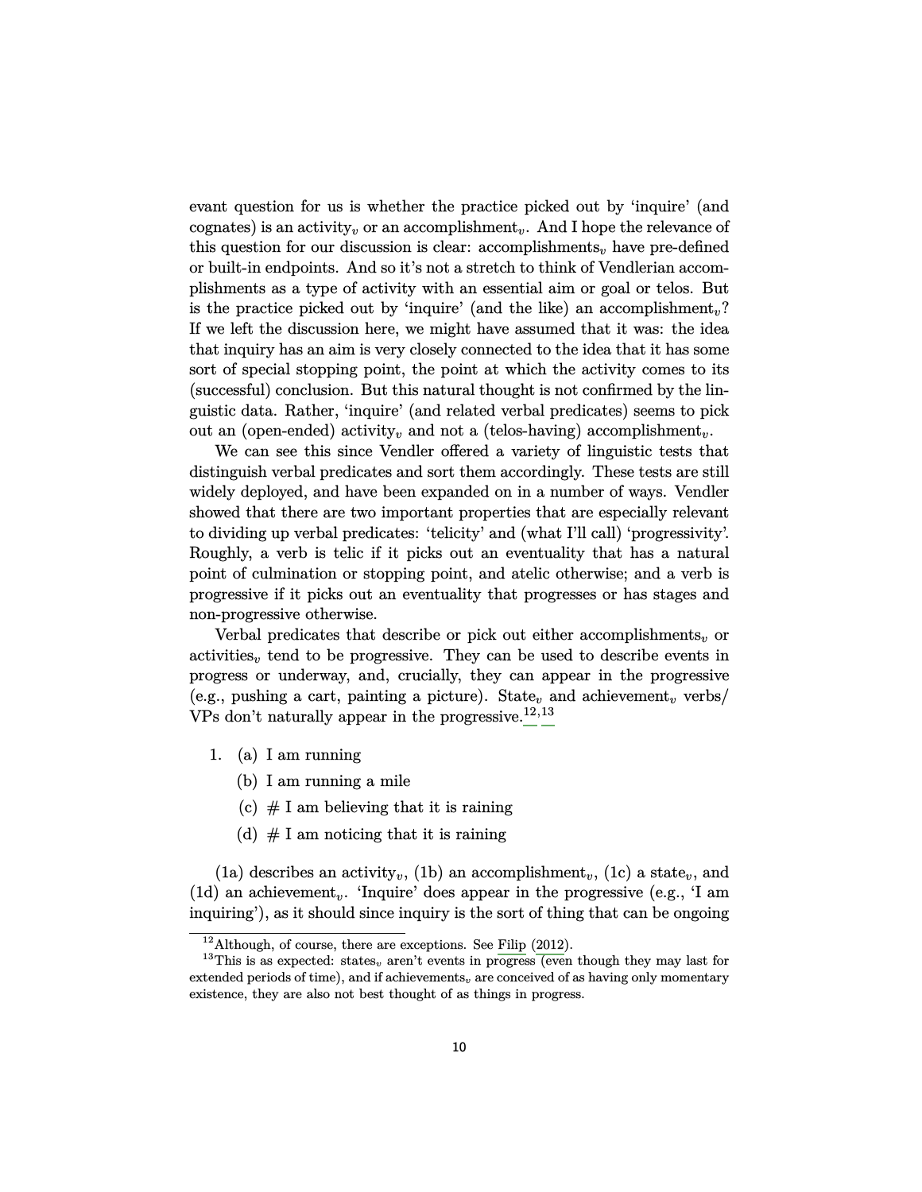evant question for us is whether the practice picked out by 'inquire' (and cognates) is an activity$_v$ or an accomplishment$_v$. And I hope the relevance of this question for our discussion is clear: accomplishments$_v$ have pre-defined or built-in endpoints. And so it's not a stretch to think of Vendlerian accomplishments as a type of activity with an essential aim or goal or telos. But is the practice picked out by 'inquire' (and the like) an accomplishment$_v$? If we left the discussion here, we might have assumed that it was: the idea that inquiry has an aim is very closely connected to the idea that it has some sort of special stopping point, the point at which the activity comes to its (successful) conclusion. But this natural thought is not confirmed by the linguistic data. Rather, 'inquire' (and related verbal predicates) seems to pick out an (open-ended) activity$_v$ and not a (telos-having) accomplishment$_v$.

We can see this since Vendler offered a variety of linguistic tests that distinguish verbal predicates and sort them accordingly. These tests are still widely deployed, and have been expanded on in a number of ways. Vendler showed that there are two important properties that are especially relevant to dividing up verbal predicates: 'telicity' and (what I'll call) 'progressivity'. Roughly, a verb is telic if it picks out an eventuality that has a natural point of culmination or stopping point, and atelic otherwise; and a verb is progressive if it picks out an eventuality that progresses or has stages and non-progressive otherwise.

Verbal predicates that describe or pick out either accomplishments$_v$ or activities$_v$ tend to be progressive. They can be used to describe events in progress or underway, and, crucially, they can appear in the progressive (e.g., pushing a cart, painting a picture). State$_v$ and achievement$_v$ verbs/VPs don't naturally appear in the progressive.[12,13]

1. (a) I am running
   (b) I am running a mile
   (c) # I am believing that it is raining
   (d) # I am noticing that it is raining

(1a) describes an activity$_v$, (1b) an accomplishment$_v$, (1c) a state$_v$, and (1d) an achievement$_v$. 'Inquire' does appear in the progressive (e.g., 'I am inquiring'), as it should since inquiry is the sort of thing that can be ongoing

[12] Although, of course, there are exceptions. See Filip (2012).

[13] This is as expected: states$_v$ aren't events in progress (even though they may last for extended periods of time), and if achievements$_v$ are conceived of as having only momentary existence, they are also not best thought of as things in progress.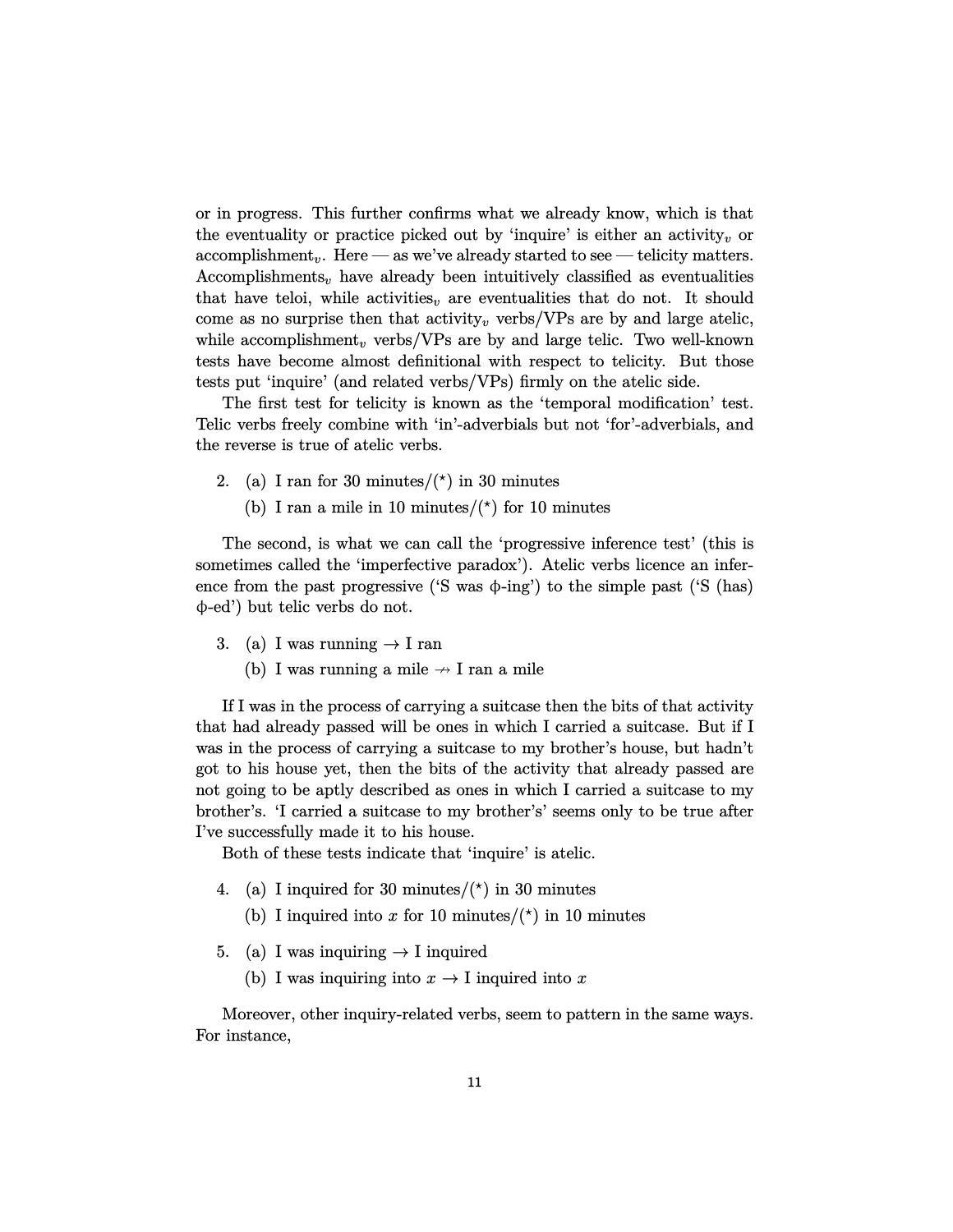or in progress. This further confirms what we already know, which is that the eventuality or practice picked out by 'inquire' is either an activity$_v$ or accomplishment$_v$. Here — as we've already started to see — telicity matters. Accomplishments$_v$ have already been intuitively classified as eventualities that have teloi, while activities$_v$ are eventualities that do not. It should come as no surprise then that activity$_v$ verbs/VPs are by and large atelic, while accomplishment$_v$ verbs/VPs are by and large telic. Two well-known tests have become almost definitional with respect to telicity. But those tests put 'inquire' (and related verbs/VPs) firmly on the atelic side.

The first test for telicity is known as the 'temporal modification' test. Telic verbs freely combine with 'in'-adverbials but not 'for'-adverbials, and the reverse is true of atelic verbs.

2. (a) I ran for 30 minutes/(*) in 30 minutes
   (b) I ran a mile in 10 minutes/(*) for 10 minutes

The second, is what we can call the 'progressive inference test' (this is sometimes called the 'imperfective paradox'). Atelic verbs licence an inference from the past progressive ('S was $\phi$-ing') to the simple past ('S (has) $\phi$-ed') but telic verbs do not.

3. (a) I was running $\rightarrow$ I ran
   (b) I was running a mile $\not\rightarrow$ I ran a mile

If I was in the process of carrying a suitcase then the bits of that activity that had already passed will be ones in which I carried a suitcase. But if I was in the process of carrying a suitcase to my brother's house, but hadn't got to his house yet, then the bits of the activity that already passed are not going to be aptly described as ones in which I carried a suitcase to my brother's. 'I carried a suitcase to my brother's' seems only to be true after I've successfully made it to his house.

Both of these tests indicate that 'inquire' is atelic.

4. (a) I inquired for 30 minutes/(*) in 30 minutes
   (b) I inquired into $x$ for 10 minutes/(*) in 10 minutes

5. (a) I was inquiring $\rightarrow$ I inquired
   (b) I was inquiring into $x$ $\rightarrow$ I inquired into $x$

Moreover, other inquiry-related verbs, seem to pattern in the same ways. For instance,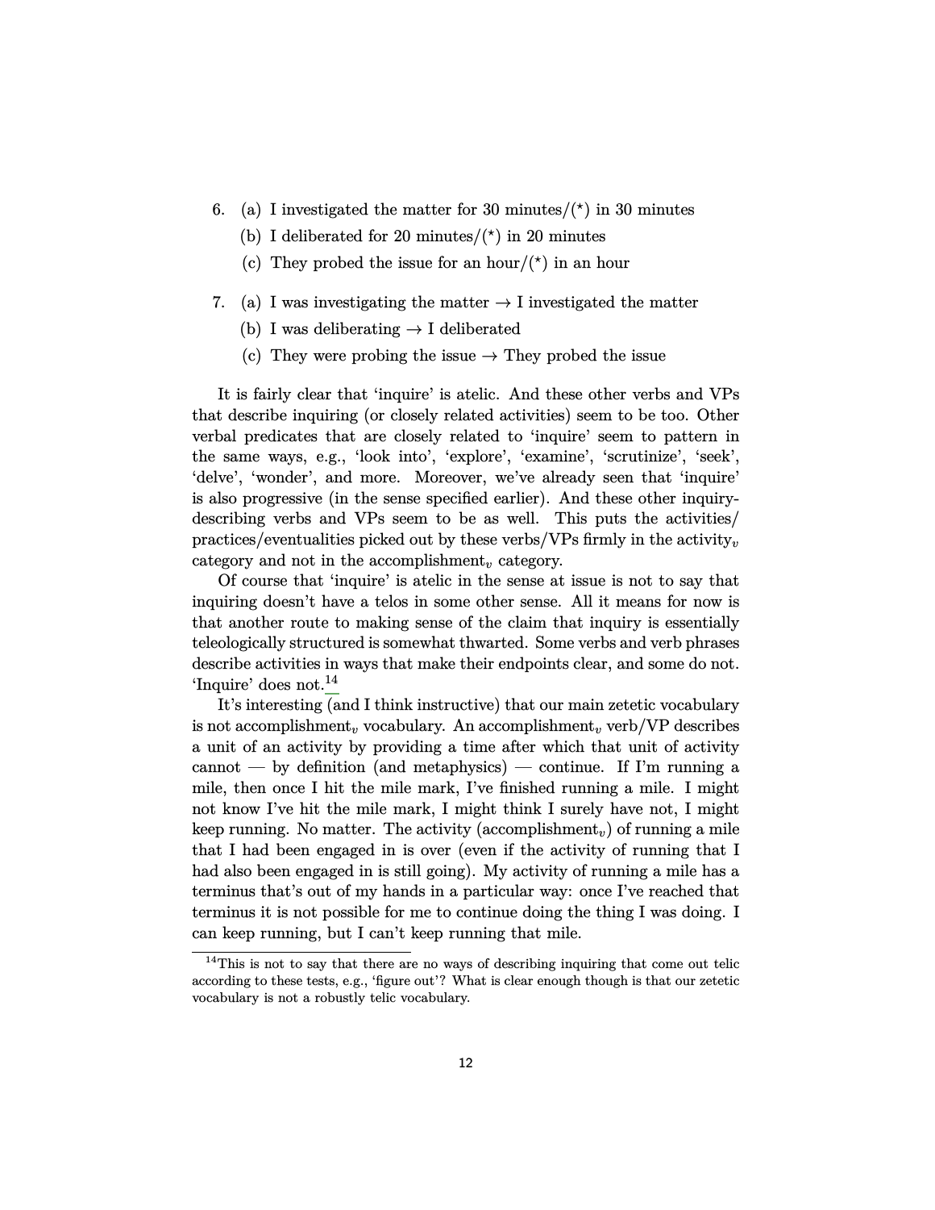6. (a) I investigated the matter for 30 minutes/(*) in 30 minutes
   (b) I deliberated for 20 minutes/(*) in 20 minutes
   (c) They probed the issue for an hour/(*) in an hour

7. (a) I was investigating the matter → I investigated the matter
   (b) I was deliberating → I deliberated
   (c) They were probing the issue → They probed the issue

It is fairly clear that 'inquire' is atelic. And these other verbs and VPs that describe inquiring (or closely related activities) seem to be too. Other verbal predicates that are closely related to 'inquire' seem to pattern in the same ways, e.g., 'look into', 'explore', 'examine', 'scrutinize', 'seek', 'delve', 'wonder', and more. Moreover, we've already seen that 'inquire' is also progressive (in the sense specified earlier). And these other inquiry-describing verbs and VPs seem to be as well. This puts the activities/practices/eventualities picked out by these verbs/VPs firmly in the activity$_v$ category and not in the accomplishment$_v$ category.

Of course that 'inquire' is atelic in the sense at issue is not to say that inquiring doesn't have a telos in some other sense. All it means for now is that another route to making sense of the claim that inquiry is essentially teleologically structured is somewhat thwarted. Some verbs and verb phrases describe activities in ways that make their endpoints clear, and some do not. 'Inquire' does not.[14]

It's interesting (and I think instructive) that our main zetetic vocabulary is not accomplishment$_v$ vocabulary. An accomplishment$_v$ verb/VP describes a unit of an activity by providing a time after which that unit of activity cannot — by definition (and metaphysics) — continue. If I'm running a mile, then once I hit the mile mark, I've finished running a mile. I might not know I've hit the mile mark, I might think I surely have not, I might keep running. No matter. The activity (accomplishment$_v$) of running a mile that I had been engaged in is over (even if the activity of running that I had also been engaged in is still going). My activity of running a mile has a terminus that's out of my hands in a particular way: once I've reached that terminus it is not possible for me to continue doing the thing I was doing. I can keep running, but I can't keep running that mile.

[14] This is not to say that there are no ways of describing inquiring that come out telic according to these tests, e.g., 'figure out'? What is clear enough though is that our zetetic vocabulary is not a robustly telic vocabulary.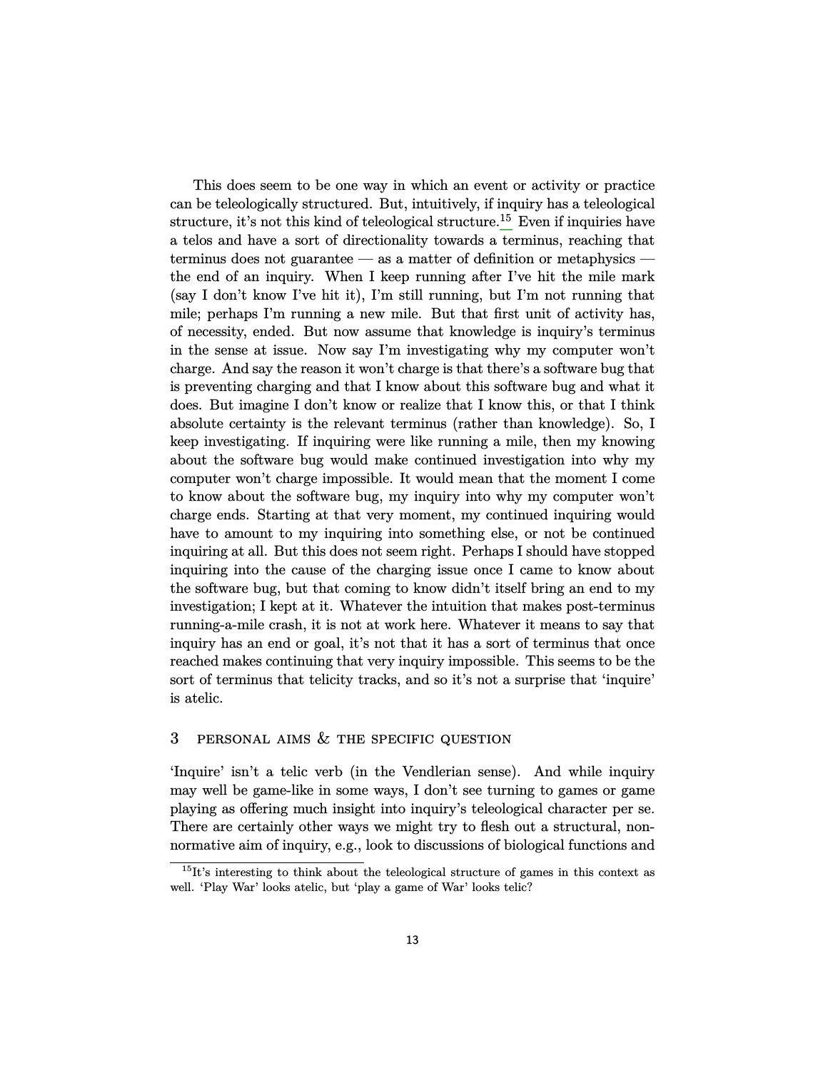This does seem to be one way in which an event or activity or practice can be teleologically structured. But, intuitively, if inquiry has a teleological structure, it's not this kind of teleological structure.[15] Even if inquiries have a telos and have a sort of directionality towards a terminus, reaching that terminus does not guarantee — as a matter of definition or metaphysics — the end of an inquiry. When I keep running after I've hit the mile mark (say I don't know I've hit it), I'm still running, but I'm not running that mile; perhaps I'm running a new mile. But that first unit of activity has, of necessity, ended. But now assume that knowledge is inquiry's terminus in the sense at issue. Now say I'm investigating why my computer won't charge. And say the reason it won't charge is that there's a software bug that is preventing charging and that I know about this software bug and what it does. But imagine I don't know or realize that I know this, or that I think absolute certainty is the relevant terminus (rather than knowledge). So, I keep investigating. If inquiring were like running a mile, then my knowing about the software bug would make continued investigation into why my computer won't charge impossible. It would mean that the moment I come to know about the software bug, my inquiry into why my computer won't charge ends. Starting at that very moment, my continued inquiring would have to amount to my inquiring into something else, or not be continued inquiring at all. But this does not seem right. Perhaps I should have stopped inquiring into the cause of the charging issue once I came to know about the software bug, but that coming to know didn't itself bring an end to my investigation; I kept at it. Whatever the intuition that makes post-terminus running-a-mile crash, it is not at work here. Whatever it means to say that inquiry has an end or goal, it's not that it has a sort of terminus that once reached makes continuing that very inquiry impossible. This seems to be the sort of terminus that telicity tracks, and so it's not a surprise that 'inquire' is atelic.

## 3 PERSONAL AIMS & THE SPECIFIC QUESTION

'Inquire' isn't a telic verb (in the Vendlerian sense). And while inquiry may well be game-like in some ways, I don't see turning to games or game playing as offering much insight into inquiry's teleological character per se. There are certainly other ways we might try to flesh out a structural, non-normative aim of inquiry, e.g., look to discussions of biological functions and

[15] It's interesting to think about the teleological structure of games in this context as well. 'Play War' looks atelic, but 'play a game of War' looks telic?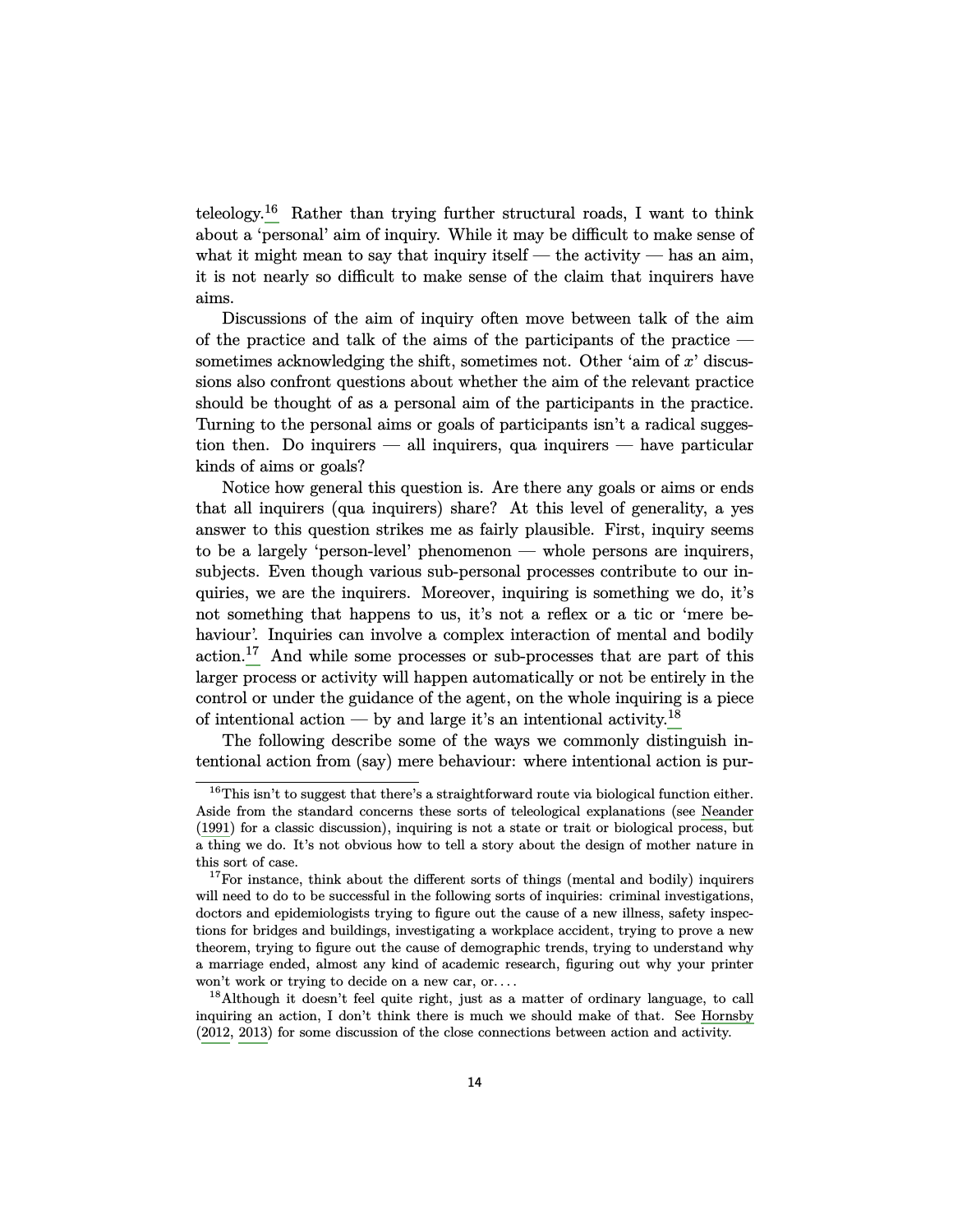teleology.[16] Rather than trying further structural roads, I want to think about a 'personal' aim of inquiry. While it may be difficult to make sense of what it might mean to say that inquiry itself — the activity — has an aim, it is not nearly so difficult to make sense of the claim that inquirers have aims.

Discussions of the aim of inquiry often move between talk of the aim of the practice and talk of the aims of the participants of the practice — sometimes acknowledging the shift, sometimes not. Other 'aim of $x$' discussions also confront questions about whether the aim of the relevant practice should be thought of as a personal aim of the participants in the practice. Turning to the personal aims or goals of participants isn't a radical suggestion then. Do inquirers — all inquirers, qua inquirers — have particular kinds of aims or goals?

Notice how general this question is. Are there any goals or aims or ends that all inquirers (qua inquirers) share? At this level of generality, a yes answer to this question strikes me as fairly plausible. First, inquiry seems to be a largely 'person-level' phenomenon — whole persons are inquirers, subjects. Even though various sub-personal processes contribute to our inquiries, we are the inquirers. Moreover, inquiring is something we do, it's not something that happens to us, it's not a reflex or a tic or 'mere behaviour'. Inquiries can involve a complex interaction of mental and bodily action.[17] And while some processes or sub-processes that are part of this larger process or activity will happen automatically or not be entirely in the control or under the guidance of the agent, on the whole inquiring is a piece of intentional action — by and large it's an intentional activity.[18]

The following describe some of the ways we commonly distinguish intentional action from (say) mere behaviour: where intentional action is pur-

---

[16] This isn't to suggest that there's a straightforward route via biological function either. Aside from the standard concerns these sorts of teleological explanations (see Neander (1991) for a classic discussion), inquiring is not a state or trait or biological process, but a thing we do. It's not obvious how to tell a story about the design of mother nature in this sort of case.

[17] For instance, think about the different sorts of things (mental and bodily) inquirers will need to do to be successful in the following sorts of inquiries: criminal investigations, doctors and epidemiologists trying to figure out the cause of a new illness, safety inspections for bridges and buildings, investigating a workplace accident, trying to prove a new theorem, trying to figure out the cause of demographic trends, trying to understand why a marriage ended, almost any kind of academic research, figuring out why your printer won't work or trying to decide on a new car, or. . . .

[18] Although it doesn't feel quite right, just as a matter of ordinary language, to call inquiring an action, I don't think there is much we should make of that. See Hornsby (2012, 2013) for some discussion of the close connections between action and activity.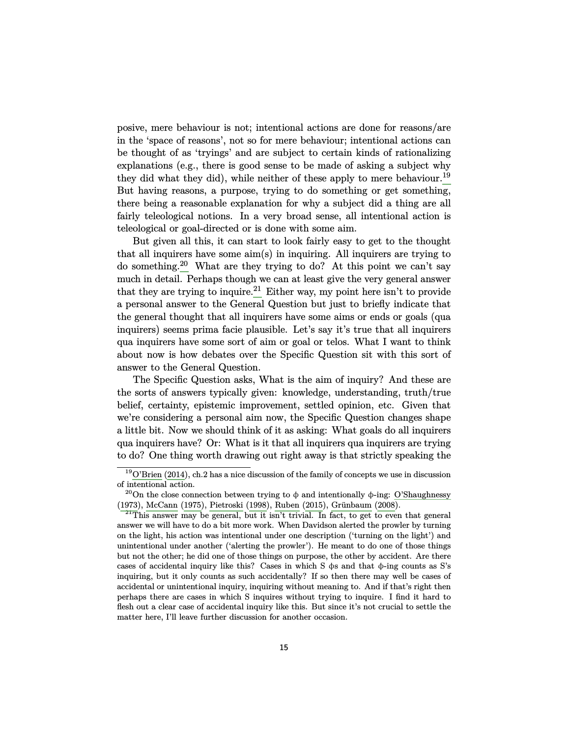posive, mere behaviour is not; intentional actions are done for reasons/are in the 'space of reasons', not so for mere behaviour; intentional actions can be thought of as 'tryings' and are subject to certain kinds of rationalizing explanations (e.g., there is good sense to be made of asking a subject why they did what they did), while neither of these apply to mere behaviour.[19] But having reasons, a purpose, trying to do something or get something, there being a reasonable explanation for why a subject did a thing are all fairly teleological notions. In a very broad sense, all intentional action is teleological or goal-directed or is done with some aim.

But given all this, it can start to look fairly easy to get to the thought that all inquirers have some aim(s) in inquiring. All inquirers are trying to do something.[20] What are they trying to do? At this point we can't say much in detail. Perhaps though we can at least give the very general answer that they are trying to inquire.[21] Either way, my point here isn't to provide a personal answer to the General Question but just to briefly indicate that the general thought that all inquirers have some aims or ends or goals (qua inquirers) seems prima facie plausible. Let's say it's true that all inquirers qua inquirers have some sort of aim or goal or telos. What I want to think about now is how debates over the Specific Question sit with this sort of answer to the General Question.

The Specific Question asks, What is the aim of inquiry? And these are the sorts of answers typically given: knowledge, understanding, truth/true belief, certainty, epistemic improvement, settled opinion, etc. Given that we're considering a personal aim now, the Specific Question changes shape a little bit. Now we should think of it as asking: What goals do all inquirers qua inquirers have? Or: What is it that all inquirers qua inquirers are trying to do? One thing worth drawing out right away is that strictly speaking the

---

[19] O'Brien (2014), ch.2 has a nice discussion of the family of concepts we use in discussion of intentional action.

[20] On the close connection between trying to ϕ and intentionally ϕ-ing: O'Shaughnessy (1973), McCann (1975), Pietroski (1998), Ruben (2015), Grünbaum (2008).

[21] This answer may be general, but it isn't trivial. In fact, to get to even that general answer we will have to do a bit more work. When Davidson alerted the prowler by turning on the light, his action was intentional under one description ('turning on the light') and unintentional under another ('alerting the prowler'). He meant to do one of those things but not the other; he did one of those things on purpose, the other by accident. Are there cases of accidental inquiry like this? Cases in which S ϕs and that ϕ-ing counts as S's inquiring, but it only counts as such accidentally? If so then there may well be cases of accidental or unintentional inquiry, inquiring without meaning to. And if that's right then perhaps there are cases in which S inquires without trying to inquire. I find it hard to flesh out a clear case of accidental inquiry like this. But since it's not crucial to settle the matter here, I'll leave further discussion for another occasion.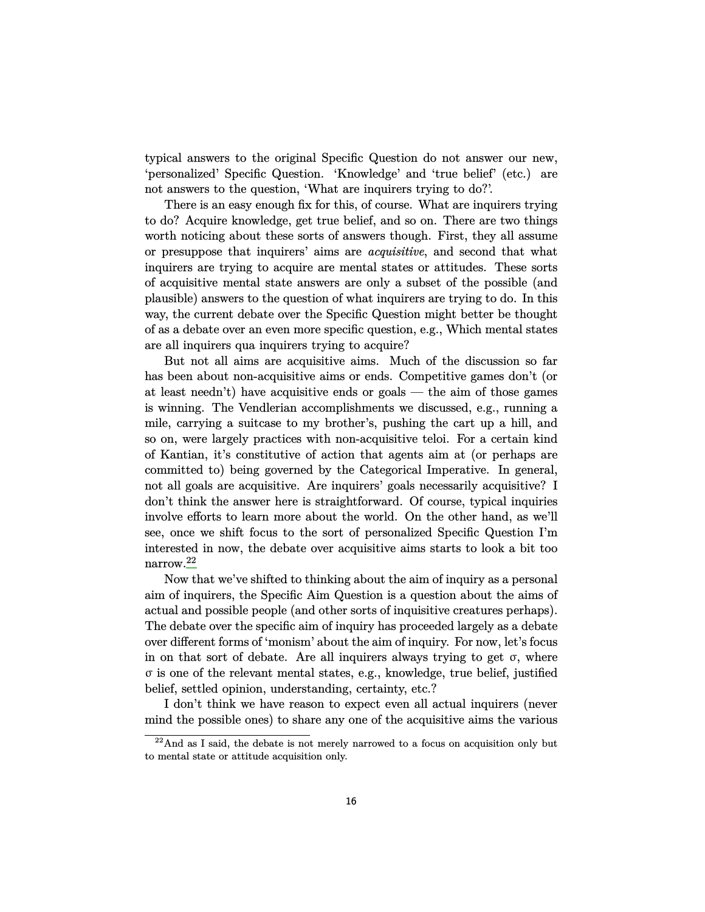typical answers to the original Specific Question do not answer our new, 'personalized' Specific Question. 'Knowledge' and 'true belief' (etc.) are not answers to the question, 'What are inquirers trying to do?'.

There is an easy enough fix for this, of course. What are inquirers trying to do? Acquire knowledge, get true belief, and so on. There are two things worth noticing about these sorts of answers though. First, they all assume or presuppose that inquirers' aims are *acquisitive*, and second that what inquirers are trying to acquire are mental states or attitudes. These sorts of acquisitive mental state answers are only a subset of the possible (and plausible) answers to the question of what inquirers are trying to do. In this way, the current debate over the Specific Question might better be thought of as a debate over an even more specific question, e.g., Which mental states are all inquirers qua inquirers trying to acquire?

But not all aims are acquisitive aims. Much of the discussion so far has been about non-acquisitive aims or ends. Competitive games don't (or at least needn't) have acquisitive ends or goals — the aim of those games is winning. The Vendlerian accomplishments we discussed, e.g., running a mile, carrying a suitcase to my brother's, pushing the cart up a hill, and so on, were largely practices with non-acquisitive teloi. For a certain kind of Kantian, it's constitutive of action that agents aim at (or perhaps are committed to) being governed by the Categorical Imperative. In general, not all goals are acquisitive. Are inquirers' goals necessarily acquisitive? I don't think the answer here is straightforward. Of course, typical inquiries involve efforts to learn more about the world. On the other hand, as we'll see, once we shift focus to the sort of personalized Specific Question I'm interested in now, the debate over acquisitive aims starts to look a bit too narrow.[22]

Now that we've shifted to thinking about the aim of inquiry as a personal aim of inquirers, the Specific Aim Question is a question about the aims of actual and possible people (and other sorts of inquisitive creatures perhaps). The debate over the specific aim of inquiry has proceeded largely as a debate over different forms of 'monism' about the aim of inquiry. For now, let's focus in on that sort of debate. Are all inquirers always trying to get $\sigma$, where $\sigma$ is one of the relevant mental states, e.g., knowledge, true belief, justified belief, settled opinion, understanding, certainty, etc.?

I don't think we have reason to expect even all actual inquirers (never mind the possible ones) to share any one of the acquisitive aims the various

[22] And as I said, the debate is not merely narrowed to a focus on acquisition only but to mental state or attitude acquisition only.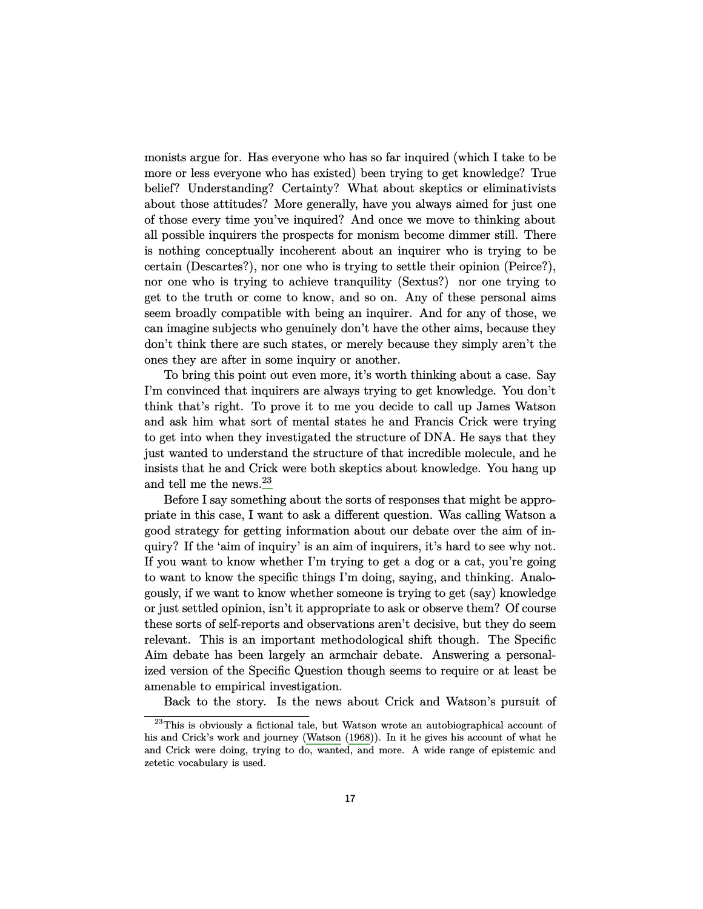monists argue for. Has everyone who has so far inquired (which I take to be more or less everyone who has existed) been trying to get knowledge? True belief? Understanding? Certainty? What about skeptics or eliminativists about those attitudes? More generally, have you always aimed for just one of those every time you've inquired? And once we move to thinking about all possible inquirers the prospects for monism become dimmer still. There is nothing conceptually incoherent about an inquirer who is trying to be certain (Descartes?), nor one who is trying to settle their opinion (Peirce?), nor one who is trying to achieve tranquility (Sextus?) nor one trying to get to the truth or come to know, and so on. Any of these personal aims seem broadly compatible with being an inquirer. And for any of those, we can imagine subjects who genuinely don't have the other aims, because they don't think there are such states, or merely because they simply aren't the ones they are after in some inquiry or another.

To bring this point out even more, it's worth thinking about a case. Say I'm convinced that inquirers are always trying to get knowledge. You don't think that's right. To prove it to me you decide to call up James Watson and ask him what sort of mental states he and Francis Crick were trying to get into when they investigated the structure of DNA. He says that they just wanted to understand the structure of that incredible molecule, and he insists that he and Crick were both skeptics about knowledge. You hang up and tell me the news.[23]

Before I say something about the sorts of responses that might be appropriate in this case, I want to ask a different question. Was calling Watson a good strategy for getting information about our debate over the aim of inquiry? If the 'aim of inquiry' is an aim of inquirers, it's hard to see why not. If you want to know whether I'm trying to get a dog or a cat, you're going to want to know the specific things I'm doing, saying, and thinking. Analogously, if we want to know whether someone is trying to get (say) knowledge or just settled opinion, isn't it appropriate to ask or observe them? Of course these sorts of self-reports and observations aren't decisive, but they do seem relevant. This is an important methodological shift though. The Specific Aim debate has been largely an armchair debate. Answering a personalized version of the Specific Question though seems to require or at least be amenable to empirical investigation.

Back to the story. Is the news about Crick and Watson's pursuit of

[23] This is obviously a fictional tale, but Watson wrote an autobiographical account of his and Crick's work and journey (Watson (1968)). In it he gives his account of what he and Crick were doing, trying to do, wanted, and more. A wide range of epistemic and zetetic vocabulary is used.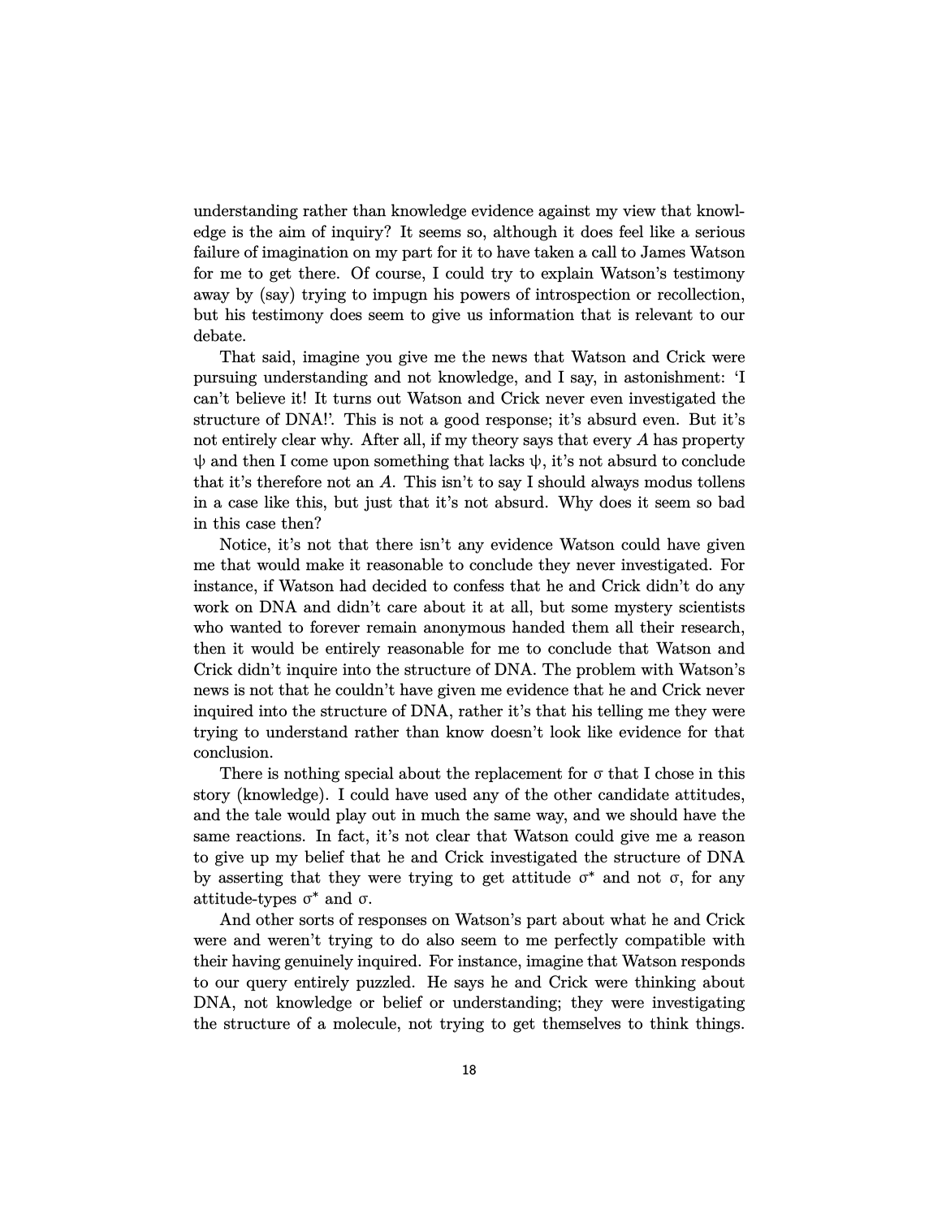understanding rather than knowledge evidence against my view that knowledge is the aim of inquiry? It seems so, although it does feel like a serious failure of imagination on my part for it to have taken a call to James Watson for me to get there. Of course, I could try to explain Watson's testimony away by (say) trying to impugn his powers of introspection or recollection, but his testimony does seem to give us information that is relevant to our debate.

That said, imagine you give me the news that Watson and Crick were pursuing understanding and not knowledge, and I say, in astonishment: 'I can't believe it! It turns out Watson and Crick never even investigated the structure of DNA!'. This is not a good response; it's absurd even. But it's not entirely clear why. After all, if my theory says that every $A$ has property $\psi$ and then I come upon something that lacks $\psi$, it's not absurd to conclude that it's therefore not an $A$. This isn't to say I should always modus tollens in a case like this, but just that it's not absurd. Why does it seem so bad in this case then?

Notice, it's not that there isn't any evidence Watson could have given me that would make it reasonable to conclude they never investigated. For instance, if Watson had decided to confess that he and Crick didn't do any work on DNA and didn't care about it at all, but some mystery scientists who wanted to forever remain anonymous handed them all their research, then it would be entirely reasonable for me to conclude that Watson and Crick didn't inquire into the structure of DNA. The problem with Watson's news is not that he couldn't have given me evidence that he and Crick never inquired into the structure of DNA, rather it's that his telling me they were trying to understand rather than know doesn't look like evidence for that conclusion.

There is nothing special about the replacement for $\sigma$ that I chose in this story (knowledge). I could have used any of the other candidate attitudes, and the tale would play out in much the same way, and we should have the same reactions. In fact, it's not clear that Watson could give me a reason to give up my belief that he and Crick investigated the structure of DNA by asserting that they were trying to get attitude $\sigma^*$ and not $\sigma$, for any attitude-types $\sigma^*$ and $\sigma$.

And other sorts of responses on Watson's part about what he and Crick were and weren't trying to do also seem to me perfectly compatible with their having genuinely inquired. For instance, imagine that Watson responds to our query entirely puzzled. He says he and Crick were thinking about DNA, not knowledge or belief or understanding; they were investigating the structure of a molecule, not trying to get themselves to think things.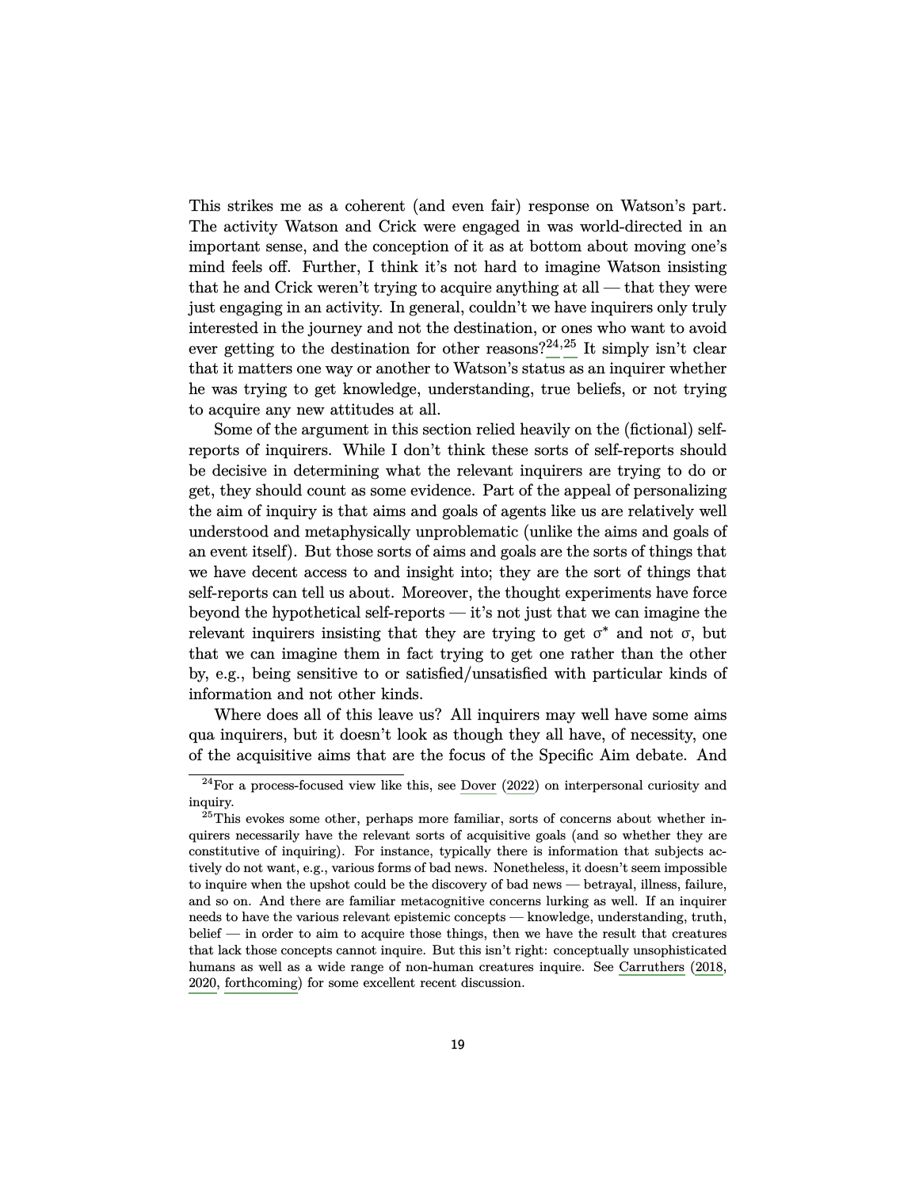This strikes me as a coherent (and even fair) response on Watson's part. The activity Watson and Crick were engaged in was world-directed in an important sense, and the conception of it as at bottom about moving one's mind feels off. Further, I think it's not hard to imagine Watson insisting that he and Crick weren't trying to acquire anything at all — that they were just engaging in an activity. In general, couldn't we have inquirers only truly interested in the journey and not the destination, or ones who want to avoid ever getting to the destination for other reasons?[24,25] It simply isn't clear that it matters one way or another to Watson's status as an inquirer whether he was trying to get knowledge, understanding, true beliefs, or not trying to acquire any new attitudes at all.

Some of the argument in this section relied heavily on the (fictional) self-reports of inquirers. While I don't think these sorts of self-reports should be decisive in determining what the relevant inquirers are trying to do or get, they should count as some evidence. Part of the appeal of personalizing the aim of inquiry is that aims and goals of agents like us are relatively well understood and metaphysically unproblematic (unlike the aims and goals of an event itself). But those sorts of aims and goals are the sorts of things that we have decent access to and insight into; they are the sort of things that self-reports can tell us about. Moreover, the thought experiments have force beyond the hypothetical self-reports — it's not just that we can imagine the relevant inquirers insisting that they are trying to get $\sigma^*$ and not $\sigma$, but that we can imagine them in fact trying to get one rather than the other by, e.g., being sensitive to or satisfied/unsatisfied with particular kinds of information and not other kinds.

Where does all of this leave us? All inquirers may well have some aims qua inquirers, but it doesn't look as though they all have, of necessity, one of the acquisitive aims that are the focus of the Specific Aim debate. And

[24] For a process-focused view like this, see Dover (2022) on interpersonal curiosity and inquiry.

[25] This evokes some other, perhaps more familiar, sorts of concerns about whether inquirers necessarily have the relevant sorts of acquisitive goals (and so whether they are constitutive of inquiring). For instance, typically there is information that subjects actively do not want, e.g., various forms of bad news. Nonetheless, it doesn't seem impossible to inquire when the upshot could be the discovery of bad news — betrayal, illness, failure, and so on. And there are familiar metacognitive concerns lurking as well. If an inquirer needs to have the various relevant epistemic concepts — knowledge, understanding, truth, belief — in order to aim to acquire those things, then we have the result that creatures that lack those concepts cannot inquire. But this isn't right: conceptually unsophisticated humans as well as a wide range of non-human creatures inquire. See Carruthers (2018, 2020, forthcoming) for some excellent recent discussion.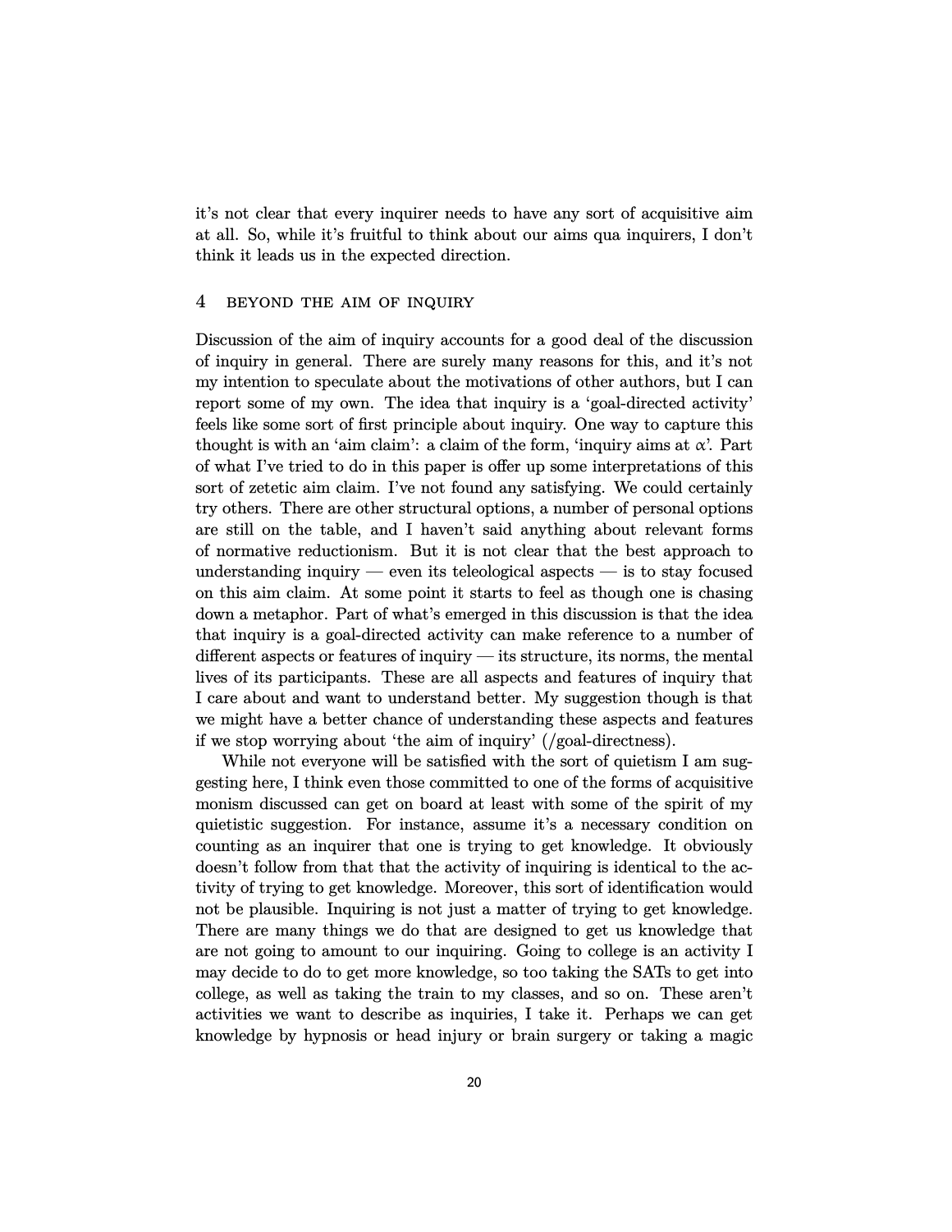it's not clear that every inquirer needs to have any sort of acquisitive aim at all. So, while it's fruitful to think about our aims qua inquirers, I don't think it leads us in the expected direction.

## 4 BEYOND THE AIM OF INQUIRY

Discussion of the aim of inquiry accounts for a good deal of the discussion of inquiry in general. There are surely many reasons for this, and it's not my intention to speculate about the motivations of other authors, but I can report some of my own. The idea that inquiry is a 'goal-directed activity' feels like some sort of first principle about inquiry. One way to capture this thought is with an 'aim claim': a claim of the form, 'inquiry aims at $\alpha$'. Part of what I've tried to do in this paper is offer up some interpretations of this sort of zetetic aim claim. I've not found any satisfying. We could certainly try others. There are other structural options, a number of personal options are still on the table, and I haven't said anything about relevant forms of normative reductionism. But it is not clear that the best approach to understanding inquiry — even its teleological aspects — is to stay focused on this aim claim. At some point it starts to feel as though one is chasing down a metaphor. Part of what's emerged in this discussion is that the idea that inquiry is a goal-directed activity can make reference to a number of different aspects or features of inquiry — its structure, its norms, the mental lives of its participants. These are all aspects and features of inquiry that I care about and want to understand better. My suggestion though is that we might have a better chance of understanding these aspects and features if we stop worrying about 'the aim of inquiry' (/goal-directness).

While not everyone will be satisfied with the sort of quietism I am suggesting here, I think even those committed to one of the forms of acquisitive monism discussed can get on board at least with some of the spirit of my quietistic suggestion. For instance, assume it's a necessary condition on counting as an inquirer that one is trying to get knowledge. It obviously doesn't follow from that that the activity of inquiring is identical to the activity of trying to get knowledge. Moreover, this sort of identification would not be plausible. Inquiring is not just a matter of trying to get knowledge. There are many things we do that are designed to get us knowledge that are not going to amount to our inquiring. Going to college is an activity I may decide to do to get more knowledge, so too taking the SATs to get into college, as well as taking the train to my classes, and so on. These aren't activities we want to describe as inquiries, I take it. Perhaps we can get knowledge by hypnosis or head injury or brain surgery or taking a magic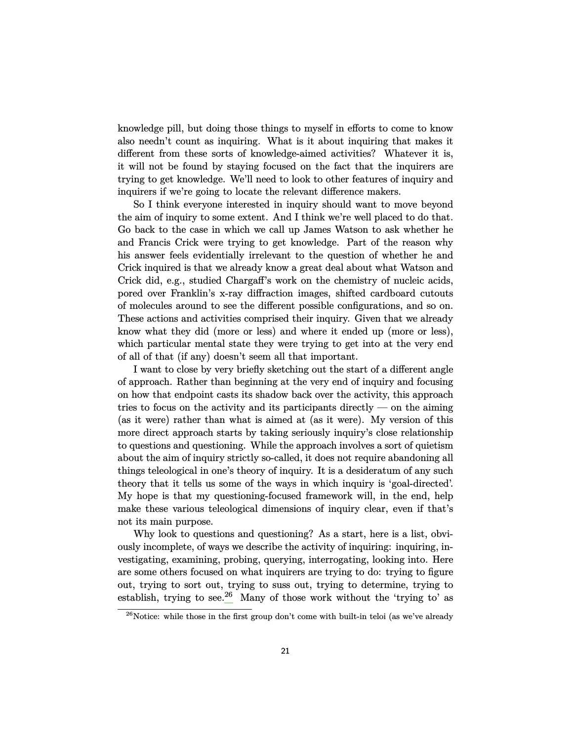knowledge pill, but doing those things to myself in efforts to come to know also needn't count as inquiring. What is it about inquiring that makes it different from these sorts of knowledge-aimed activities? Whatever it is, it will not be found by staying focused on the fact that the inquirers are trying to get knowledge. We'll need to look to other features of inquiry and inquirers if we're going to locate the relevant difference makers.

So I think everyone interested in inquiry should want to move beyond the aim of inquiry to some extent. And I think we're well placed to do that. Go back to the case in which we call up James Watson to ask whether he and Francis Crick were trying to get knowledge. Part of the reason why his answer feels evidentially irrelevant to the question of whether he and Crick inquired is that we already know a great deal about what Watson and Crick did, e.g., studied Chargaff's work on the chemistry of nucleic acids, pored over Franklin's x-ray diffraction images, shifted cardboard cutouts of molecules around to see the different possible configurations, and so on. These actions and activities comprised their inquiry. Given that we already know what they did (more or less) and where it ended up (more or less), which particular mental state they were trying to get into at the very end of all of that (if any) doesn't seem all that important.

I want to close by very briefly sketching out the start of a different angle of approach. Rather than beginning at the very end of inquiry and focusing on how that endpoint casts its shadow back over the activity, this approach tries to focus on the activity and its participants directly — on the aiming (as it were) rather than what is aimed at (as it were). My version of this more direct approach starts by taking seriously inquiry's close relationship to questions and questioning. While the approach involves a sort of quietism about the aim of inquiry strictly so-called, it does not require abandoning all things teleological in one's theory of inquiry. It is a desideratum of any such theory that it tells us some of the ways in which inquiry is 'goal-directed'. My hope is that my questioning-focused framework will, in the end, help make these various teleological dimensions of inquiry clear, even if that's not its main purpose.

Why look to questions and questioning? As a start, here is a list, obviously incomplete, of ways we describe the activity of inquiring: inquiring, investigating, examining, probing, querying, interrogating, looking into. Here are some others focused on what inquirers are trying to do: trying to figure out, trying to sort out, trying to suss out, trying to determine, trying to establish, trying to see.[26] Many of those work without the 'trying to' as

[26] Notice: while those in the first group don't come with built-in teloi (as we've already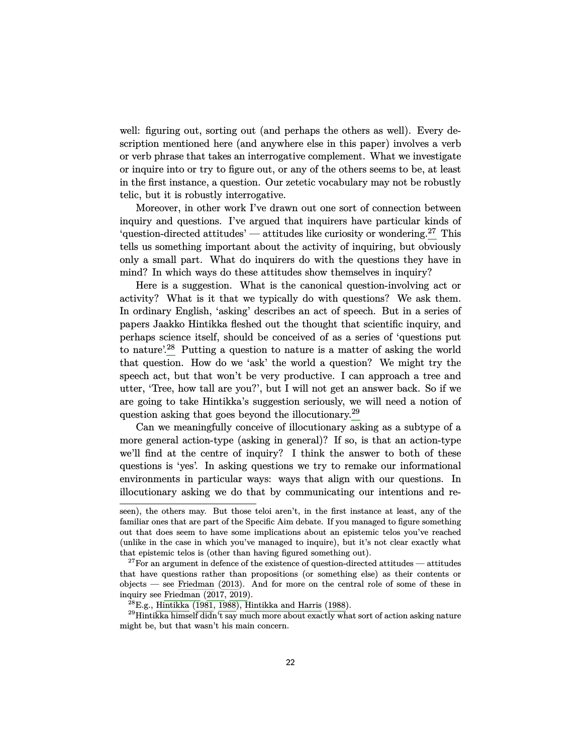well: figuring out, sorting out (and perhaps the others as well). Every description mentioned here (and anywhere else in this paper) involves a verb or verb phrase that takes an interrogative complement. What we investigate or inquire into or try to figure out, or any of the others seems to be, at least in the first instance, a question. Our zetetic vocabulary may not be robustly telic, but it is robustly interrogative.

Moreover, in other work I've drawn out one sort of connection between inquiry and questions. I've argued that inquirers have particular kinds of 'question-directed attitudes' — attitudes like curiosity or wondering.[27] This tells us something important about the activity of inquiring, but obviously only a small part. What do inquirers do with the questions they have in mind? In which ways do these attitudes show themselves in inquiry?

Here is a suggestion. What is the canonical question-involving act or activity? What is it that we typically do with questions? We ask them. In ordinary English, 'asking' describes an act of speech. But in a series of papers Jaakko Hintikka fleshed out the thought that scientific inquiry, and perhaps science itself, should be conceived of as a series of 'questions put to nature'.[28] Putting a question to nature is a matter of asking the world that question. How do we 'ask' the world a question? We might try the speech act, but that won't be very productive. I can approach a tree and utter, 'Tree, how tall are you?', but I will not get an answer back. So if we are going to take Hintikka's suggestion seriously, we will need a notion of question asking that goes beyond the illocutionary.[29]

Can we meaningfully conceive of illocutionary asking as a subtype of a more general action-type (asking in general)? If so, is that an action-type we'll find at the centre of inquiry? I think the answer to both of these questions is 'yes'. In asking questions we try to remake our informational environments in particular ways: ways that align with our questions. In illocutionary asking we do that by communicating our intentions and re-

---

seen), the others may. But those teloi aren't, in the first instance at least, any of the familiar ones that are part of the Specific Aim debate. If you managed to figure something out that does seem to have some implications about an epistemic telos you've reached (unlike in the case in which you've managed to inquire), but it's not clear exactly what that epistemic telos is (other than having figured something out).

[27] For an argument in defence of the existence of question-directed attitudes — attitudes that have questions rather than propositions (or something else) as their contents or objects — see Friedman (2013). And for more on the central role of some of these in inquiry see Friedman (2017, 2019).

[28] E.g., Hintikka (1981, 1988), Hintikka and Harris (1988).

[29] Hintikka himself didn't say much more about exactly what sort of action asking nature might be, but that wasn't his main concern.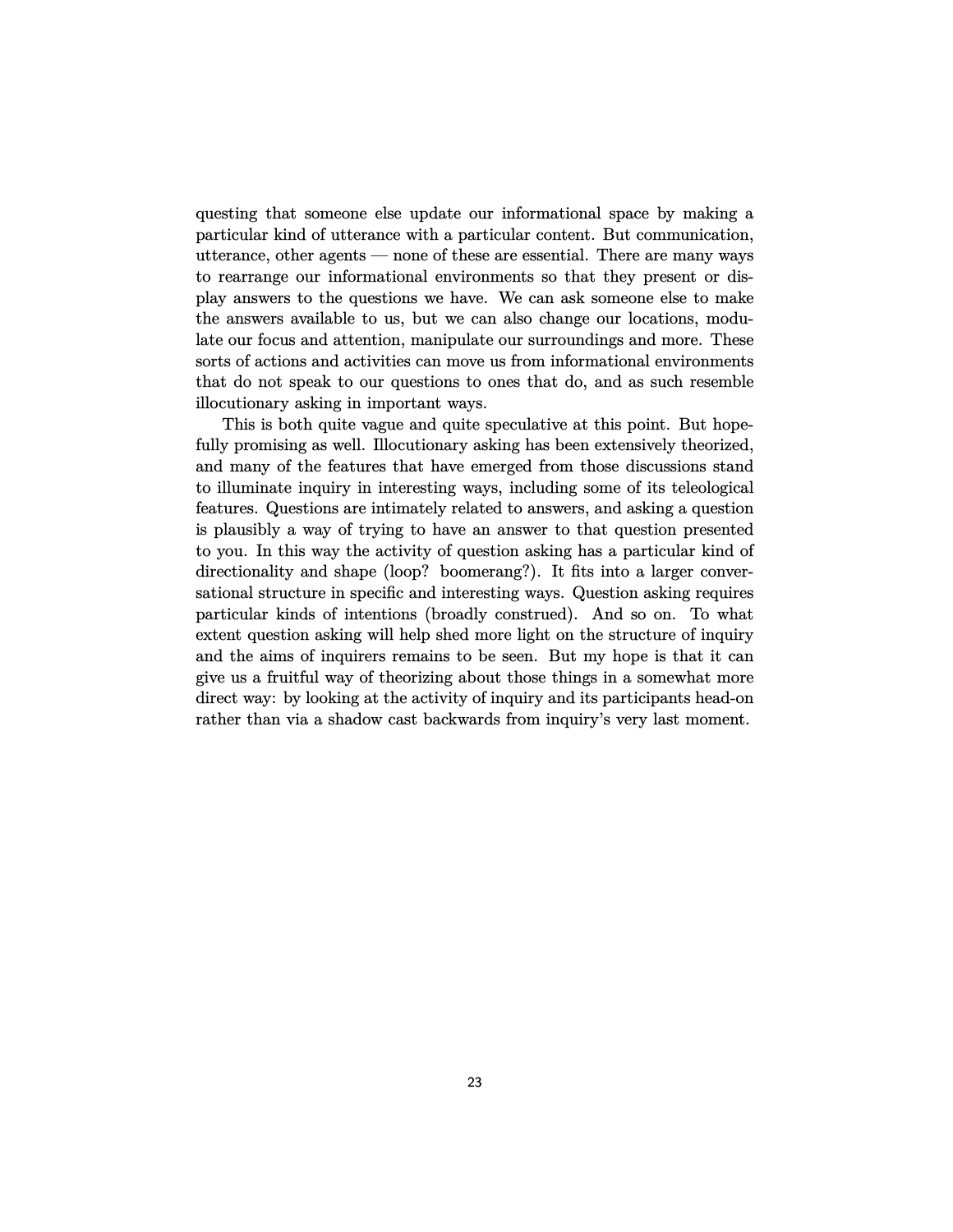questing that someone else update our informational space by making a particular kind of utterance with a particular content. But communication, utterance, other agents — none of these are essential. There are many ways to rearrange our informational environments so that they present or display answers to the questions we have. We can ask someone else to make the answers available to us, but we can also change our locations, modulate our focus and attention, manipulate our surroundings and more. These sorts of actions and activities can move us from informational environments that do not speak to our questions to ones that do, and as such resemble illocutionary asking in important ways.

This is both quite vague and quite speculative at this point. But hopefully promising as well. Illocutionary asking has been extensively theorized, and many of the features that have emerged from those discussions stand to illuminate inquiry in interesting ways, including some of its teleological features. Questions are intimately related to answers, and asking a question is plausibly a way of trying to have an answer to that question presented to you. In this way the activity of question asking has a particular kind of directionality and shape (loop? boomerang?). It fits into a larger conversational structure in specific and interesting ways. Question asking requires particular kinds of intentions (broadly construed). And so on. To what extent question asking will help shed more light on the structure of inquiry and the aims of inquirers remains to be seen. But my hope is that it can give us a fruitful way of theorizing about those things in a somewhat more direct way: by looking at the activity of inquiry and its participants head-on rather than via a shadow cast backwards from inquiry's very last moment.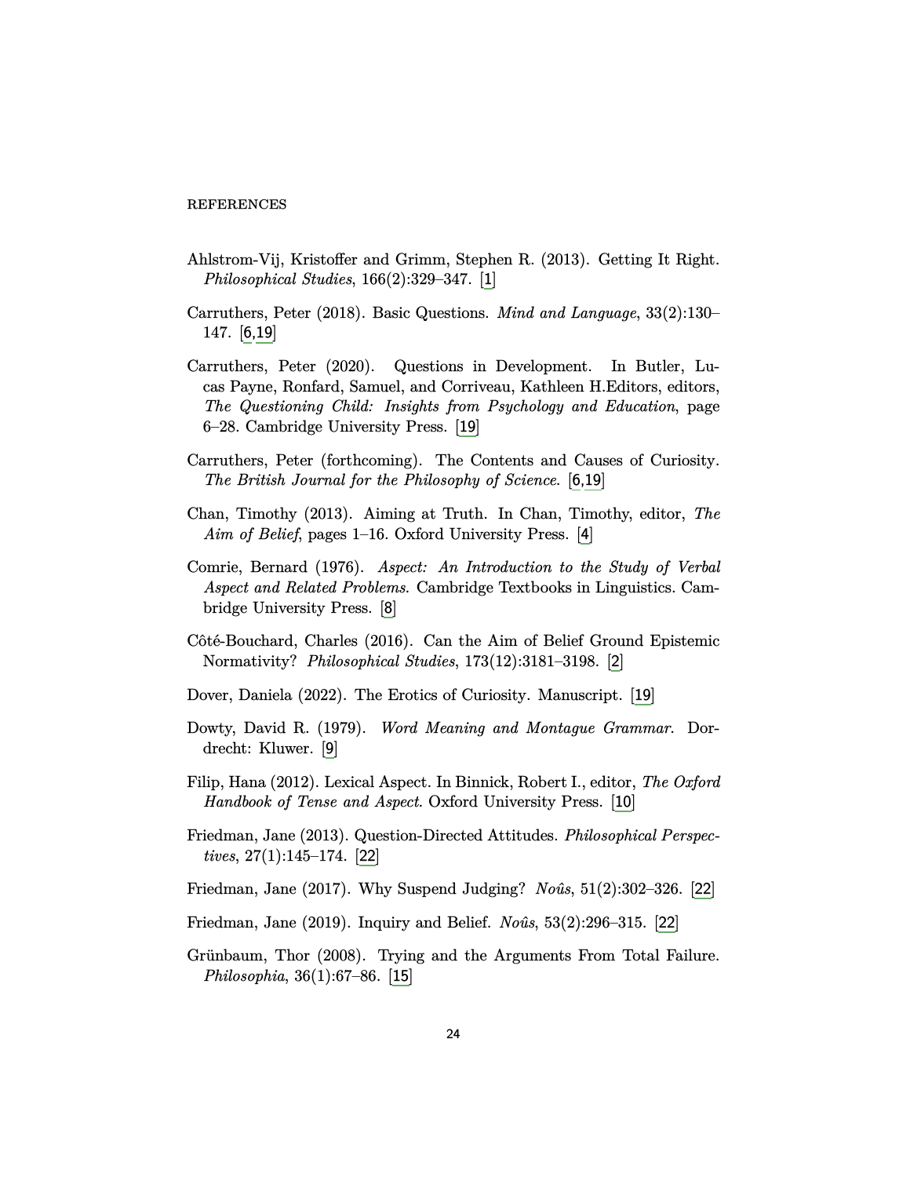REFERENCES

Ahlstrom-Vij, Kristoffer and Grimm, Stephen R. (2013). Getting It Right. *Philosophical Studies*, 166(2):329–347. [1]

Carruthers, Peter (2018). Basic Questions. *Mind and Language*, 33(2):130–147. [6,19]

Carruthers, Peter (2020). Questions in Development. In Butler, Lucas Payne, Ronfard, Samuel, and Corriveau, Kathleen H.Editors, editors, *The Questioning Child: Insights from Psychology and Education*, page 6–28. Cambridge University Press. [19]

Carruthers, Peter (forthcoming). The Contents and Causes of Curiosity. *The British Journal for the Philosophy of Science*. [6,19]

Chan, Timothy (2013). Aiming at Truth. In Chan, Timothy, editor, *The Aim of Belief*, pages 1–16. Oxford University Press. [4]

Comrie, Bernard (1976). *Aspect: An Introduction to the Study of Verbal Aspect and Related Problems*. Cambridge Textbooks in Linguistics. Cambridge University Press. [8]

Côté-Bouchard, Charles (2016). Can the Aim of Belief Ground Epistemic Normativity? *Philosophical Studies*, 173(12):3181–3198. [2]

Dover, Daniela (2022). The Erotics of Curiosity. Manuscript. [19]

Dowty, David R. (1979). *Word Meaning and Montague Grammar*. Dordrecht: Kluwer. [9]

Filip, Hana (2012). Lexical Aspect. In Binnick, Robert I., editor, *The Oxford Handbook of Tense and Aspect*. Oxford University Press. [10]

Friedman, Jane (2013). Question-Directed Attitudes. *Philosophical Perspectives*, 27(1):145–174. [22]

Friedman, Jane (2017). Why Suspend Judging? *Noûs*, 51(2):302–326. [22]

Friedman, Jane (2019). Inquiry and Belief. *Noûs*, 53(2):296–315. [22]

Grünbaum, Thor (2008). Trying and the Arguments From Total Failure. *Philosophia*, 36(1):67–86. [15]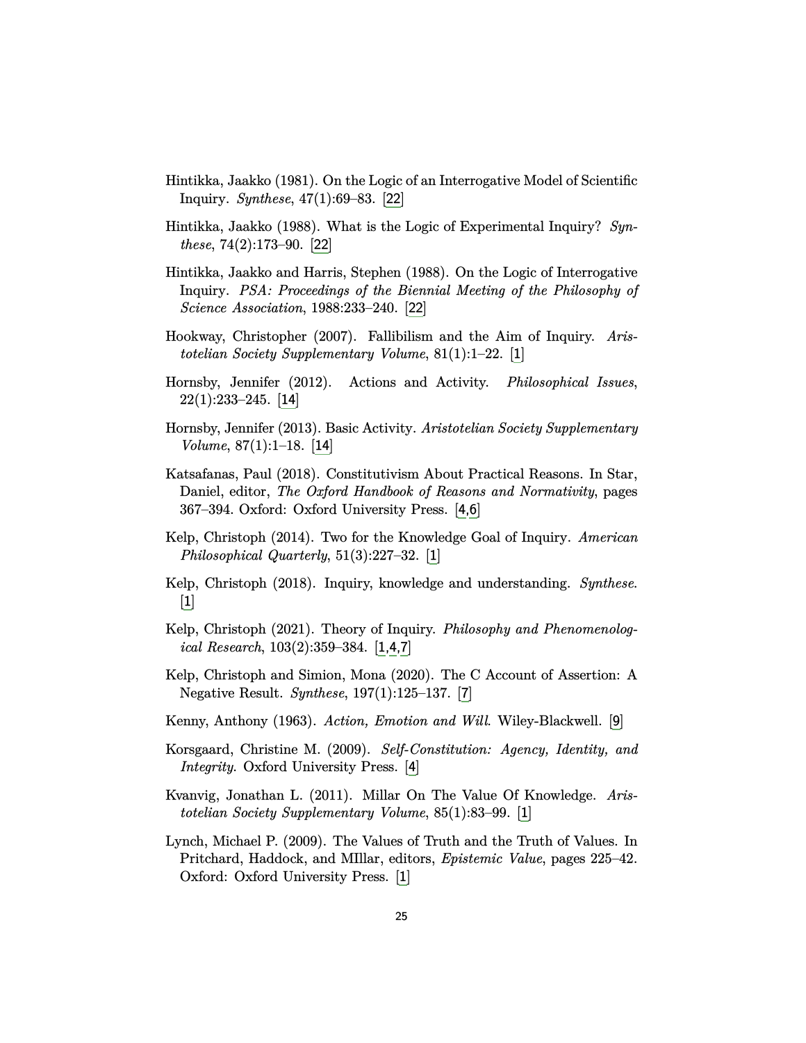Hintikka, Jaakko (1981). On the Logic of an Interrogative Model of Scientific Inquiry. *Synthese*, 47(1):69–83. [22]

Hintikka, Jaakko (1988). What is the Logic of Experimental Inquiry? *Synthese*, 74(2):173–90. [22]

Hintikka, Jaakko and Harris, Stephen (1988). On the Logic of Interrogative Inquiry. *PSA: Proceedings of the Biennial Meeting of the Philosophy of Science Association*, 1988:233–240. [22]

Hookway, Christopher (2007). Fallibilism and the Aim of Inquiry. *Aristotelian Society Supplementary Volume*, 81(1):1–22. [1]

Hornsby, Jennifer (2012). Actions and Activity. *Philosophical Issues*, 22(1):233–245. [14]

Hornsby, Jennifer (2013). Basic Activity. *Aristotelian Society Supplementary Volume*, 87(1):1–18. [14]

Katsafanas, Paul (2018). Constitutivism About Practical Reasons. In Star, Daniel, editor, *The Oxford Handbook of Reasons and Normativity*, pages 367–394. Oxford: Oxford University Press. [4,6]

Kelp, Christoph (2014). Two for the Knowledge Goal of Inquiry. *American Philosophical Quarterly*, 51(3):227–32. [1]

Kelp, Christoph (2018). Inquiry, knowledge and understanding. *Synthese*. [1]

Kelp, Christoph (2021). Theory of Inquiry. *Philosophy and Phenomenological Research*, 103(2):359–384. [1,4,7]

Kelp, Christoph and Simion, Mona (2020). The C Account of Assertion: A Negative Result. *Synthese*, 197(1):125–137. [7]

Kenny, Anthony (1963). *Action, Emotion and Will*. Wiley-Blackwell. [9]

Korsgaard, Christine M. (2009). *Self-Constitution: Agency, Identity, and Integrity*. Oxford University Press. [4]

Kvanvig, Jonathan L. (2011). Millar On The Value Of Knowledge. *Aristotelian Society Supplementary Volume*, 85(1):83–99. [1]

Lynch, Michael P. (2009). The Values of Truth and the Truth of Values. In Pritchard, Haddock, and MIllar, editors, *Epistemic Value*, pages 225–42. Oxford: Oxford University Press. [1]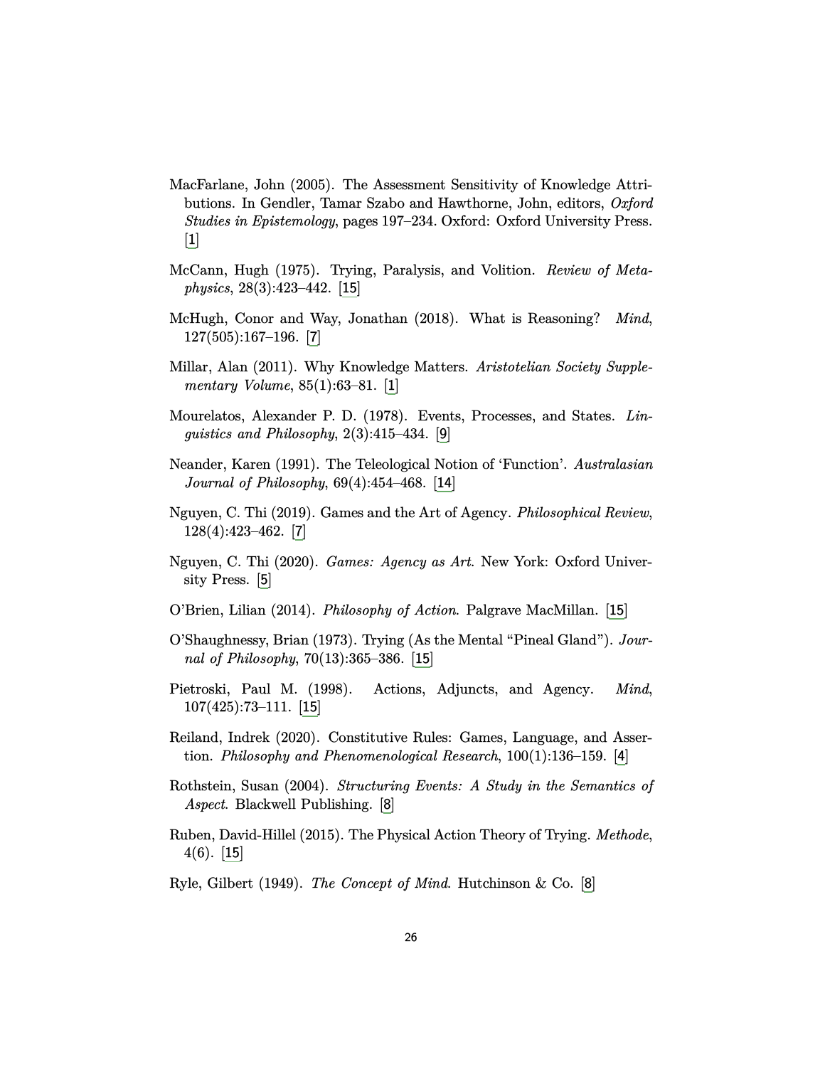MacFarlane, John (2005). The Assessment Sensitivity of Knowledge Attributions. In Gendler, Tamar Szabo and Hawthorne, John, editors, *Oxford Studies in Epistemology*, pages 197–234. Oxford: Oxford University Press. [1]

McCann, Hugh (1975). Trying, Paralysis, and Volition. *Review of Metaphysics*, 28(3):423–442. [15]

McHugh, Conor and Way, Jonathan (2018). What is Reasoning? *Mind*, 127(505):167–196. [7]

Millar, Alan (2011). Why Knowledge Matters. *Aristotelian Society Supplementary Volume*, 85(1):63–81. [1]

Mourelatos, Alexander P. D. (1978). Events, Processes, and States. *Linguistics and Philosophy*, 2(3):415–434. [9]

Neander, Karen (1991). The Teleological Notion of 'Function'. *Australasian Journal of Philosophy*, 69(4):454–468. [14]

Nguyen, C. Thi (2019). Games and the Art of Agency. *Philosophical Review*, 128(4):423–462. [7]

Nguyen, C. Thi (2020). *Games: Agency as Art.* New York: Oxford University Press. [5]

O'Brien, Lilian (2014). *Philosophy of Action*. Palgrave MacMillan. [15]

O'Shaughnessy, Brian (1973). Trying (As the Mental "Pineal Gland"). *Journal of Philosophy*, 70(13):365–386. [15]

Pietroski, Paul M. (1998). Actions, Adjuncts, and Agency. *Mind*, 107(425):73–111. [15]

Reiland, Indrek (2020). Constitutive Rules: Games, Language, and Assertion. *Philosophy and Phenomenological Research*, 100(1):136–159. [4]

Rothstein, Susan (2004). *Structuring Events: A Study in the Semantics of Aspect*. Blackwell Publishing. [8]

Ruben, David-Hillel (2015). The Physical Action Theory of Trying. *Methode*, 4(6). [15]

Ryle, Gilbert (1949). *The Concept of Mind*. Hutchinson & Co. [8]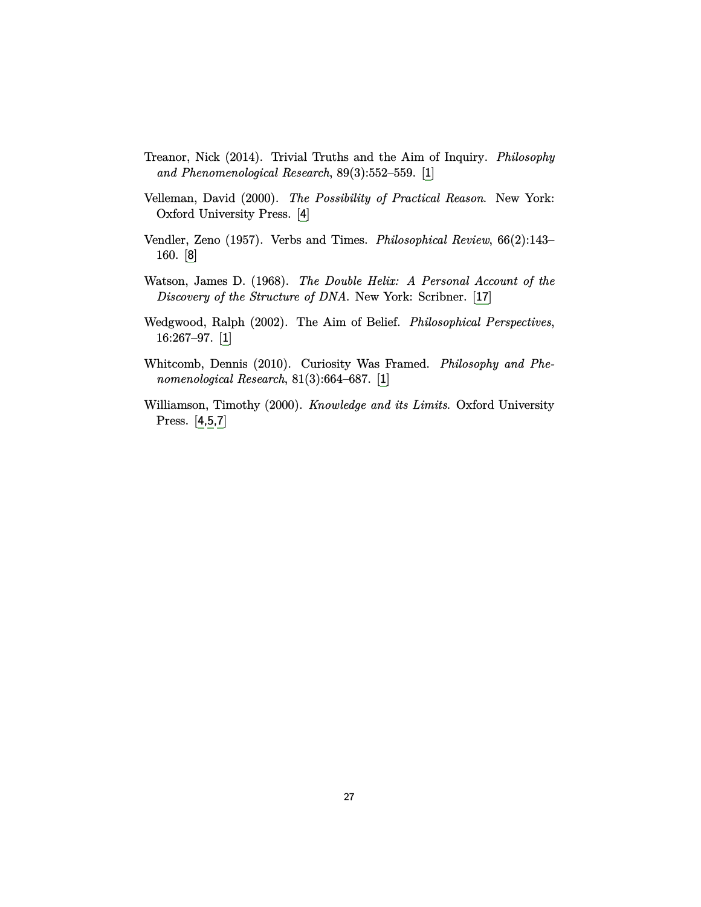Treanor, Nick (2014). Trivial Truths and the Aim of Inquiry. *Philosophy and Phenomenological Research*, 89(3):552–559. [1]

Velleman, David (2000). *The Possibility of Practical Reason*. New York: Oxford University Press. [4]

Vendler, Zeno (1957). Verbs and Times. *Philosophical Review*, 66(2):143–160. [8]

Watson, James D. (1968). *The Double Helix: A Personal Account of the Discovery of the Structure of DNA*. New York: Scribner. [17]

Wedgwood, Ralph (2002). The Aim of Belief. *Philosophical Perspectives*, 16:267–97. [1]

Whitcomb, Dennis (2010). Curiosity Was Framed. *Philosophy and Phenomenological Research*, 81(3):664–687. [1]

Williamson, Timothy (2000). *Knowledge and its Limits*. Oxford University Press. [4,5,7]